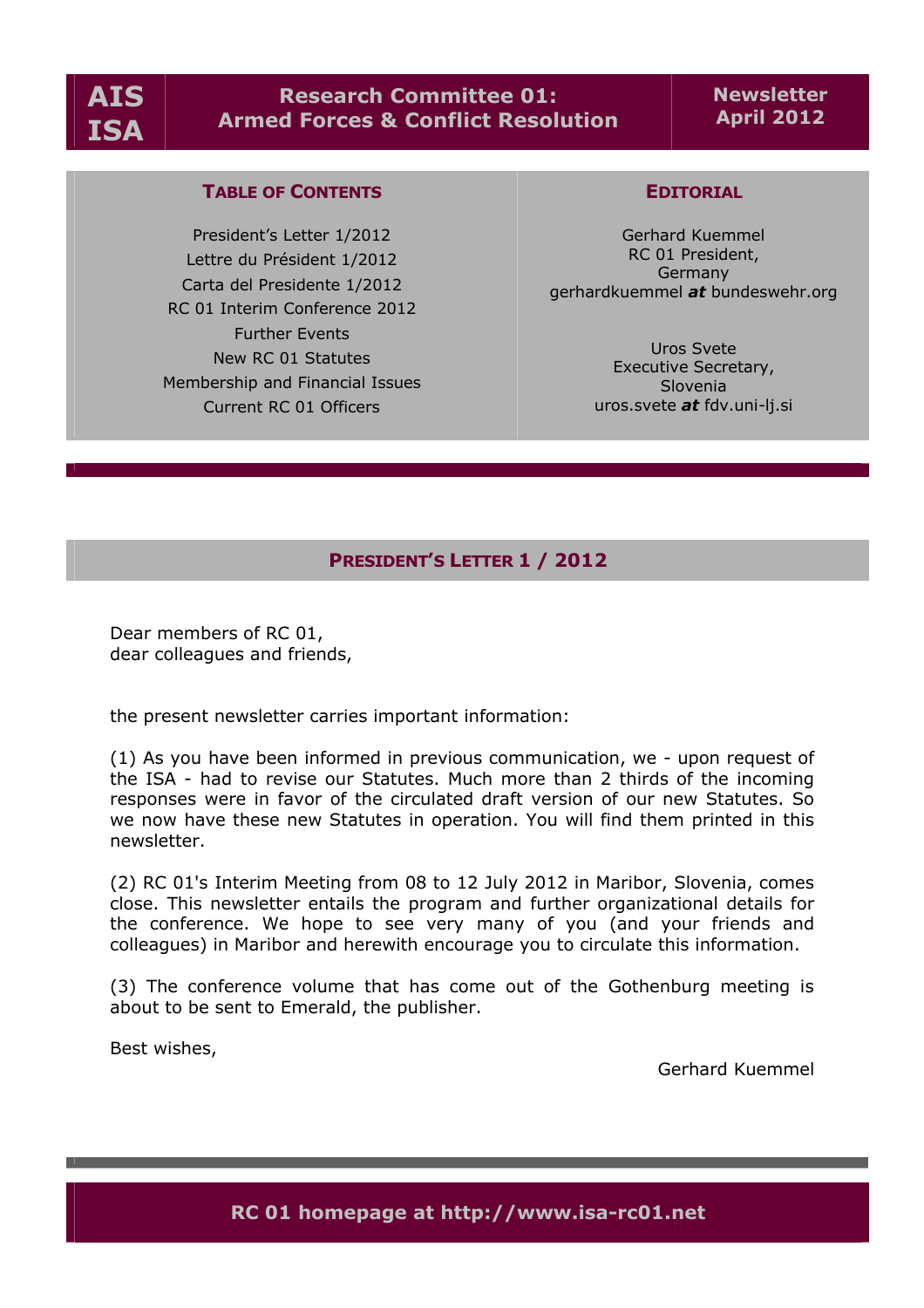# AIS ISA

## Research Committee 01: Armed Forces & Conflict Resolution

**Newsletter April 2012**

### Table of Contents

President's Letter 1/2012
Lettre du Président 1/2012
Carta del Presidente 1/2012
RC 01 Interim Conference 2012
Further Events
New RC 01 Statutes
Membership and Financial Issues
Current RC 01 Officers

### Editorial

Gerhard Kuemmel
RC 01 President,
Germany
gerhardkuemmel ***at*** bundeswehr.org

Uros Svete
Executive Secretary,
Slovenia
uros.svete ***at*** fdv.uni-lj.si

## President's Letter 1 / 2012

Dear members of RC 01,
dear colleagues and friends,

the present newsletter carries important information:

(1) As you have been informed in previous communication, we - upon request of the ISA - had to revise our Statutes. Much more than 2 thirds of the incoming responses were in favor of the circulated draft version of our new Statutes. So we now have these new Statutes in operation. You will find them printed in this newsletter.

(2) RC 01's Interim Meeting from 08 to 12 July 2012 in Maribor, Slovenia, comes close. This newsletter entails the program and further organizational details for the conference. We hope to see very many of you (and your friends and colleagues) in Maribor and herewith encourage you to circulate this information.

(3) The conference volume that has come out of the Gothenburg meeting is about to be sent to Emerald, the publisher.

Best wishes,

Gerhard Kuemmel

**RC 01 homepage at http://www.isa-rc01.net**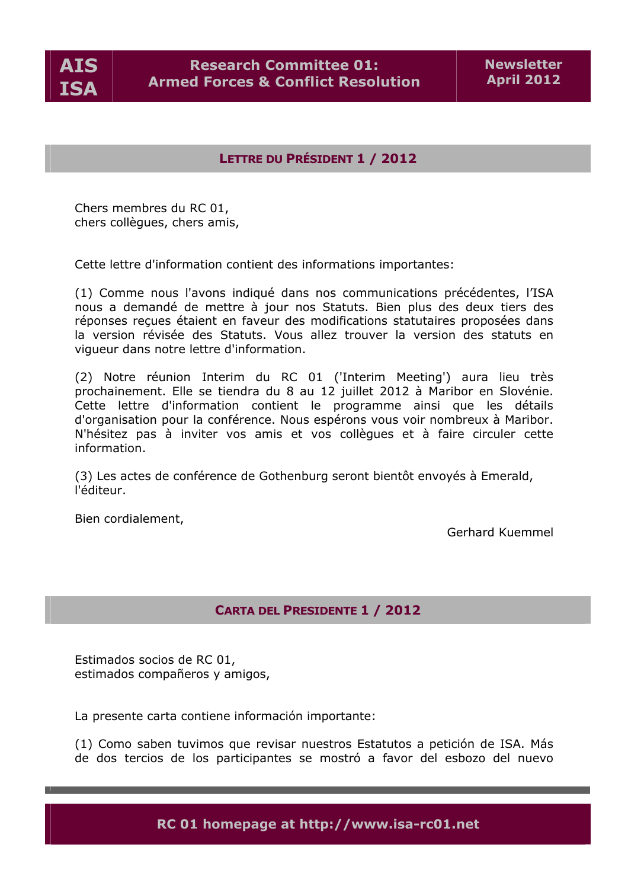## LETTRE DU PRÉSIDENT 1 / 2012

Chers membres du RC 01,
chers collègues, chers amis,

Cette lettre d'information contient des informations importantes:

(1) Comme nous l'avons indiqué dans nos communications précédentes, l'ISA nous a demandé de mettre à jour nos Statuts. Bien plus des deux tiers des réponses reçues étaient en faveur des modifications statutaires proposées dans la version révisée des Statuts. Vous allez trouver la version des statuts en vigueur dans notre lettre d'information.

(2) Notre réunion Interim du RC 01 ('Interim Meeting') aura lieu très prochainement. Elle se tiendra du 8 au 12 juillet 2012 à Maribor en Slovénie. Cette lettre d'information contient le programme ainsi que les détails d'organisation pour la conférence. Nous espérons vous voir nombreux à Maribor. N'hésitez pas à inviter vos amis et vos collègues et à faire circuler cette information.

(3) Les actes de conférence de Gothenburg seront bientôt envoyés à Emerald, l'éditeur.

Bien cordialement,

Gerhard Kuemmel

## CARTA DEL PRESIDENTE 1 / 2012

Estimados socios de RC 01,
estimados compañeros y amigos,

La presente carta contiene información importante:

(1) Como saben tuvimos que revisar nuestros Estatutos a petición de ISA. Más de dos tercios de los participantes se mostró a favor del esbozo del nuevo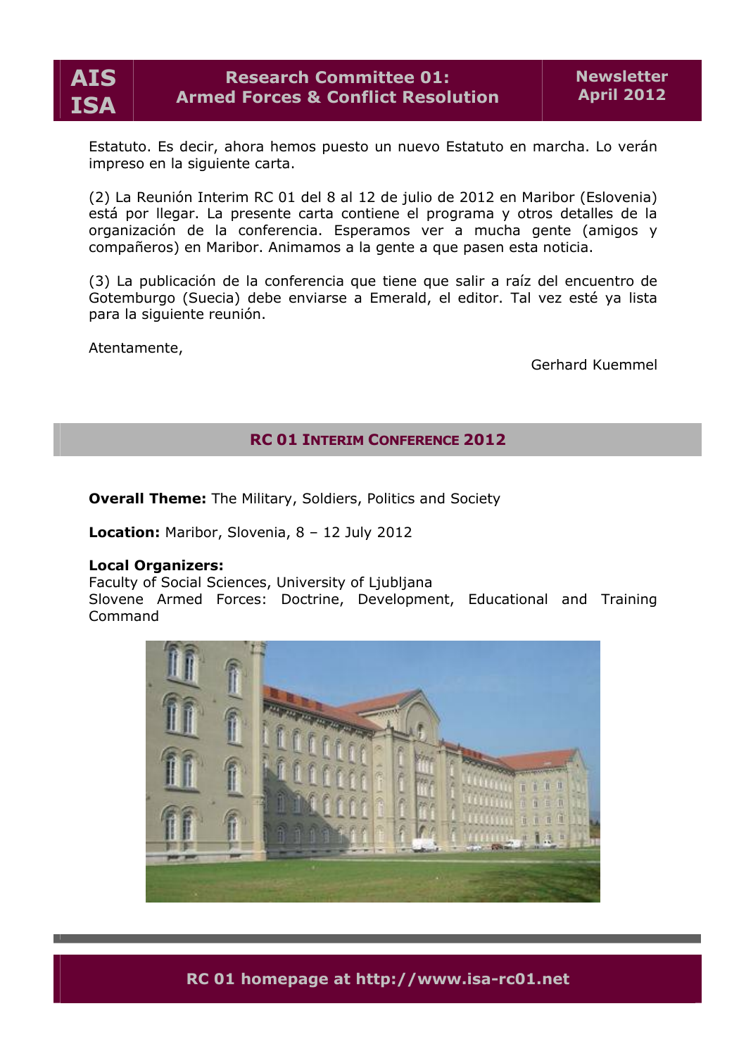Estatuto. Es decir, ahora hemos puesto un nuevo Estatuto en marcha. Lo verán impreso en la siguiente carta.

(2) La Reunión Interim RC 01 del 8 al 12 de julio de 2012 en Maribor (Eslovenia) está por llegar. La presente carta contiene el programa y otros detalles de la organización de la conferencia. Esperamos ver a mucha gente (amigos y compañeros) en Maribor. Animamos a la gente a que pasen esta noticia.

(3) La publicación de la conferencia que tiene que salir a raíz del encuentro de Gotemburgo (Suecia) debe enviarse a Emerald, el editor. Tal vez esté ya lista para la siguiente reunión.

Atentamente,

Gerhard Kuemmel

## RC 01 Interim Conference 2012

**Overall Theme:** The Military, Soldiers, Politics and Society

**Location:** Maribor, Slovenia, 8 – 12 July 2012

**Local Organizers:**
Faculty of Social Sciences, University of Ljubljana
Slovene Armed Forces: Doctrine, Development, Educational and Training Command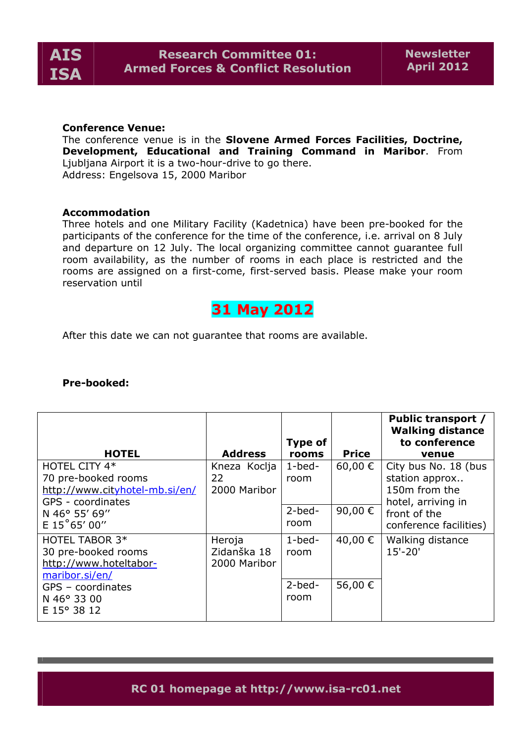**Conference Venue:**
The conference venue is in the **Slovene Armed Forces Facilities, Doctrine, Development, Educational and Training Command in Maribor**. From Ljubljana Airport it is a two-hour-drive to go there.
Address: Engelsova 15, 2000 Maribor

**Accommodation**
Three hotels and one Military Facility (Kadetnica) have been pre-booked for the participants of the conference for the time of the conference, i.e. arrival on 8 July and departure on 12 July. The local organizing committee cannot guarantee full room availability, as the number of rooms in each place is restricted and the rooms are assigned on a first-come, first-served basis. Please make your room reservation until

**31 May 2012**

After this date we can not guarantee that rooms are available.

**Pre-booked:**

| HOTEL | Address | Type of rooms | Price | Public transport / Walking distance to conference venue |
|---|---|---|---|---|
| HOTEL CITY 4* 70 pre-booked rooms http://www.cityhotel-mb.si/en/ GPS - coordinates N 46° 55′ 69′′ E 15˚65′ 00′′ | Kneza Koclja 22 2000 Maribor | 1-bed-room | 60,00 € | City bus No. 18 (bus station approx.. 150m from the hotel, arriving in front of the conference facilities) |
| | | 2-bed-room | 90,00 € | |
| HOTEL TABOR 3* 30 pre-booked rooms http://www.hoteltabor-maribor.si/en/ GPS – coordinates N 46° 33 00 E 15° 38 12 | Heroja Zidanška 18 2000 Maribor | 1-bed-room | 40,00 € | Walking distance 15'-20' |
| | | 2-bed-room | 56,00 € | |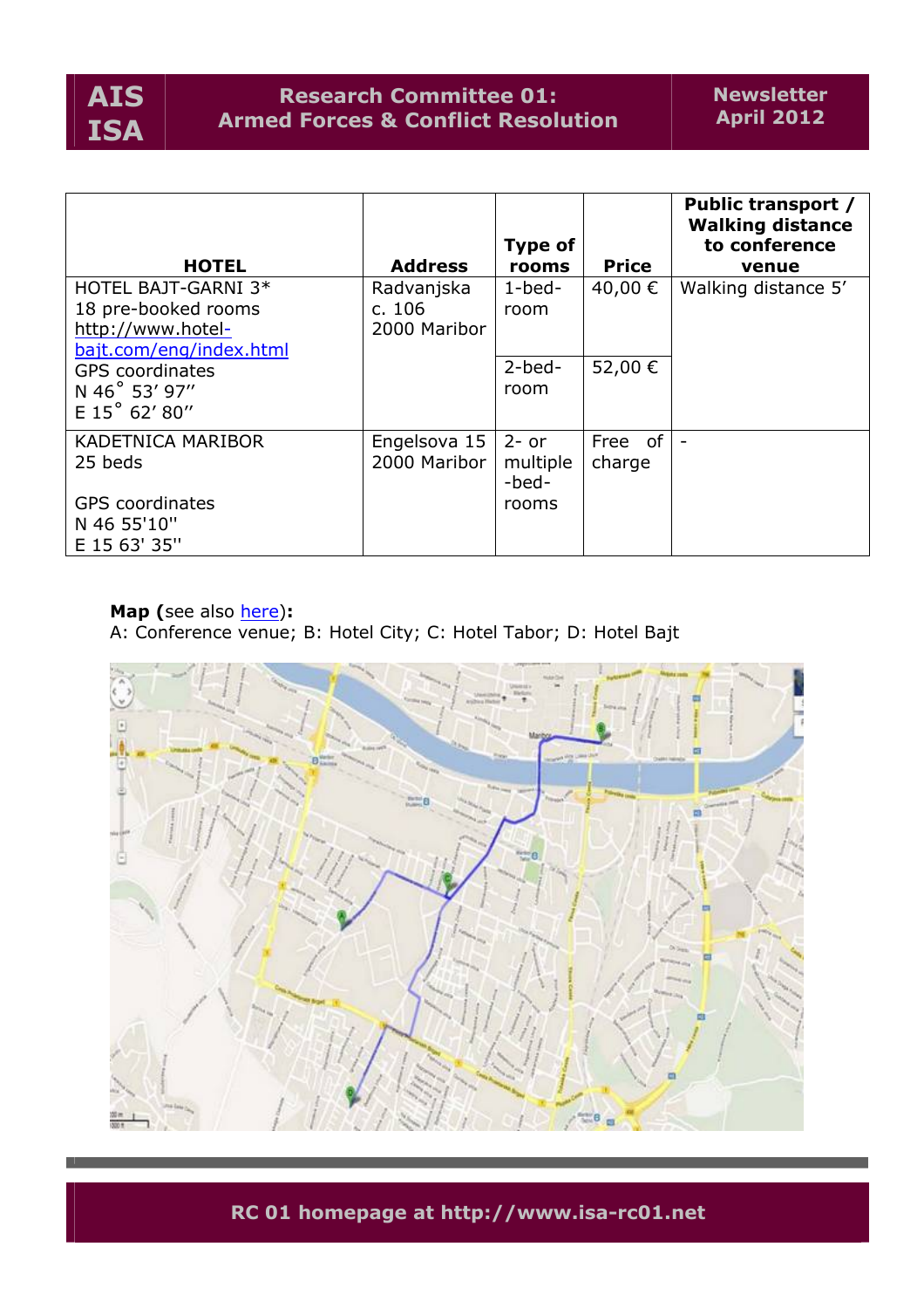| HOTEL | Address | Type of rooms | Price | Public transport / Walking distance to conference venue |
|---|---|---|---|---|
| HOTEL BAJT-GARNI 3* 18 pre-booked rooms http://www.hotel-bajt.com/eng/index.html GPS coordinates N 46° 53′ 97″ E 15° 62′ 80″ | Radvanjska c. 106 2000 Maribor | 1-bed-room | 40,00 € | Walking distance 5′ |
| | | 2-bed-room | 52,00 € | |
| KADETNICA MARIBOR 25 beds GPS coordinates N 46 55'10'' E 15 63' 35'' | Engelsova 15 2000 Maribor | 2- or multiple -bed-rooms | Free of charge | - |

**Map (**see also here**):**
A: Conference venue; B: Hotel City; C: Hotel Tabor; D: Hotel Bajt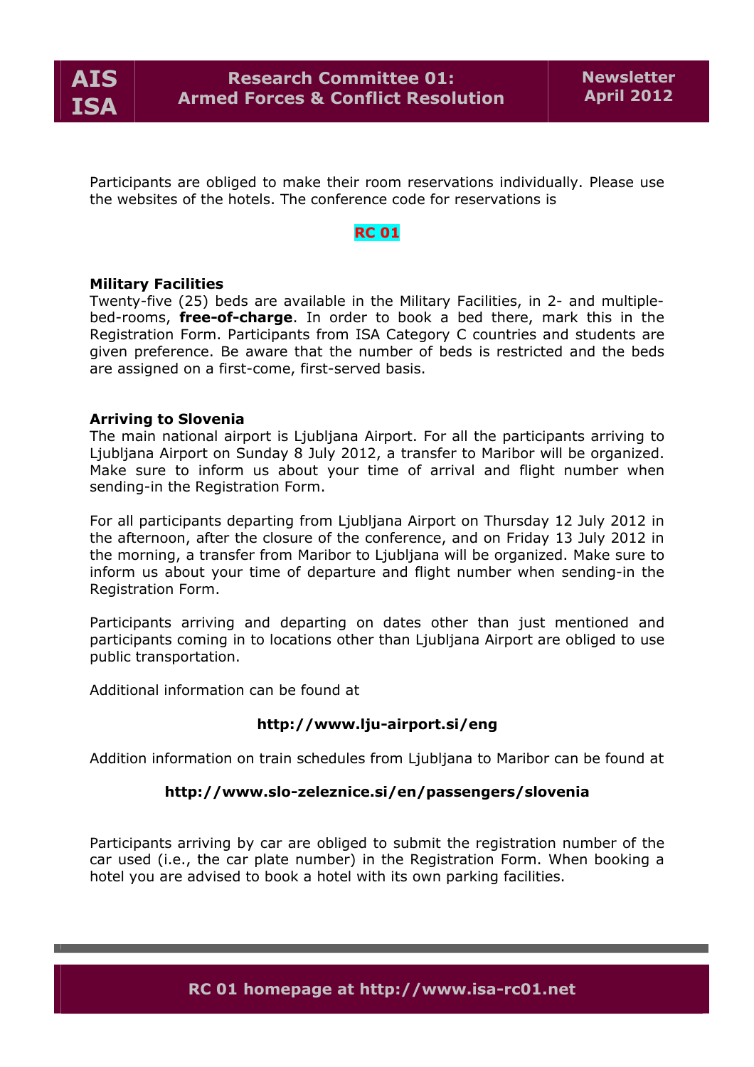Participants are obliged to make their room reservations individually. Please use the websites of the hotels. The conference code for reservations is

**RC 01**

**Military Facilities**

Twenty-five (25) beds are available in the Military Facilities, in 2- and multiple-bed-rooms, **free-of-charge**. In order to book a bed there, mark this in the Registration Form. Participants from ISA Category C countries and students are given preference. Be aware that the number of beds is restricted and the beds are assigned on a first-come, first-served basis.

**Arriving to Slovenia**

The main national airport is Ljubljana Airport. For all the participants arriving to Ljubljana Airport on Sunday 8 July 2012, a transfer to Maribor will be organized. Make sure to inform us about your time of arrival and flight number when sending-in the Registration Form.

For all participants departing from Ljubljana Airport on Thursday 12 July 2012 in the afternoon, after the closure of the conference, and on Friday 13 July 2012 in the morning, a transfer from Maribor to Ljubljana will be organized. Make sure to inform us about your time of departure and flight number when sending-in the Registration Form.

Participants arriving and departing on dates other than just mentioned and participants coming in to locations other than Ljubljana Airport are obliged to use public transportation.

Additional information can be found at

**http://www.lju-airport.si/eng**

Addition information on train schedules from Ljubljana to Maribor can be found at

**http://www.slo-zeleznice.si/en/passengers/slovenia**

Participants arriving by car are obliged to submit the registration number of the car used (i.e., the car plate number) in the Registration Form. When booking a hotel you are advised to book a hotel with its own parking facilities.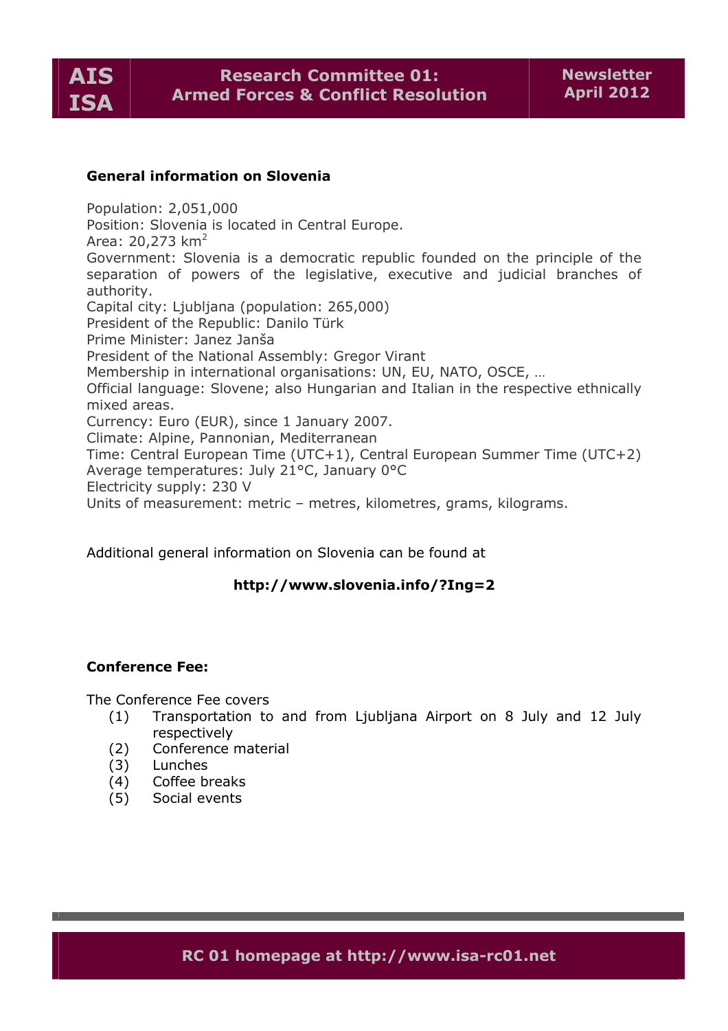**General information on Slovenia**

Population: 2,051,000
Position: Slovenia is located in Central Europe.
Area: 20,273 km$^2$
Government: Slovenia is a democratic republic founded on the principle of the separation of powers of the legislative, executive and judicial branches of authority.
Capital city: Ljubljana (population: 265,000)
President of the Republic: Danilo Türk
Prime Minister: Janez Janša
President of the National Assembly: Gregor Virant
Membership in international organisations: UN, EU, NATO, OSCE, …
Official language: Slovene; also Hungarian and Italian in the respective ethnically mixed areas.
Currency: Euro (EUR), since 1 January 2007.
Climate: Alpine, Pannonian, Mediterranean
Time: Central European Time (UTC+1), Central European Summer Time (UTC+2)
Average temperatures: July 21°C, January 0°C
Electricity supply: 230 V
Units of measurement: metric – metres, kilometres, grams, kilograms.

Additional general information on Slovenia can be found at

**http://www.slovenia.info/?Ing=2**

**Conference Fee:**

The Conference Fee covers

1. Transportation to and from Ljubljana Airport on 8 July and 12 July respectively
2. Conference material
3. Lunches
4. Coffee breaks
5. Social events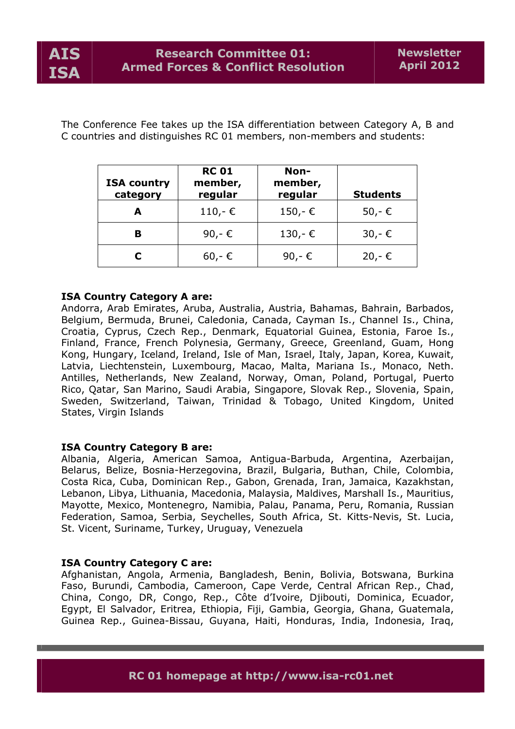The Conference Fee takes up the ISA differentiation between Category A, B and C countries and distinguishes RC 01 members, non-members and students:

| ISA country category | RC 01 member, regular | Non-member, regular | Students |
|---|---|---|---|
| **A** | 110,- € | 150,- € | 50,- € |
| **B** | 90,- € | 130,- € | 30,- € |
| **C** | 60,- € | 90,- € | 20,- € |

**ISA Country Category A are:**
Andorra, Arab Emirates, Aruba, Australia, Austria, Bahamas, Bahrain, Barbados, Belgium, Bermuda, Brunei, Caledonia, Canada, Cayman Is., Channel Is., China, Croatia, Cyprus, Czech Rep., Denmark, Equatorial Guinea, Estonia, Faroe Is., Finland, France, French Polynesia, Germany, Greece, Greenland, Guam, Hong Kong, Hungary, Iceland, Ireland, Isle of Man, Israel, Italy, Japan, Korea, Kuwait, Latvia, Liechtenstein, Luxembourg, Macao, Malta, Mariana Is., Monaco, Neth. Antilles, Netherlands, New Zealand, Norway, Oman, Poland, Portugal, Puerto Rico, Qatar, San Marino, Saudi Arabia, Singapore, Slovak Rep., Slovenia, Spain, Sweden, Switzerland, Taiwan, Trinidad & Tobago, United Kingdom, United States, Virgin Islands

**ISA Country Category B are:**
Albania, Algeria, American Samoa, Antigua-Barbuda, Argentina, Azerbaijan, Belarus, Belize, Bosnia-Herzegovina, Brazil, Bulgaria, Buthan, Chile, Colombia, Costa Rica, Cuba, Dominican Rep., Gabon, Grenada, Iran, Jamaica, Kazakhstan, Lebanon, Libya, Lithuania, Macedonia, Malaysia, Maldives, Marshall Is., Mauritius, Mayotte, Mexico, Montenegro, Namibia, Palau, Panama, Peru, Romania, Russian Federation, Samoa, Serbia, Seychelles, South Africa, St. Kitts-Nevis, St. Lucia, St. Vicent, Suriname, Turkey, Uruguay, Venezuela

**ISA Country Category C are:**
Afghanistan, Angola, Armenia, Bangladesh, Benin, Bolivia, Botswana, Burkina Faso, Burundi, Cambodia, Cameroon, Cape Verde, Central African Rep., Chad, China, Congo, DR, Congo, Rep., Côte d'Ivoire, Djibouti, Dominica, Ecuador, Egypt, El Salvador, Eritrea, Ethiopia, Fiji, Gambia, Georgia, Ghana, Guatemala, Guinea Rep., Guinea-Bissau, Guyana, Haiti, Honduras, India, Indonesia, Iraq,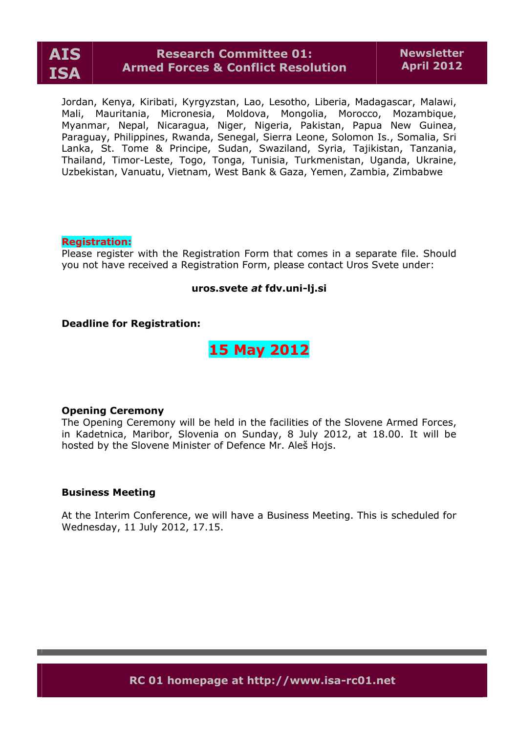Jordan, Kenya, Kiribati, Kyrgyzstan, Lao, Lesotho, Liberia, Madagascar, Malawi, Mali, Mauritania, Micronesia, Moldova, Mongolia, Morocco, Mozambique, Myanmar, Nepal, Nicaragua, Niger, Nigeria, Pakistan, Papua New Guinea, Paraguay, Philippines, Rwanda, Senegal, Sierra Leone, Solomon Is., Somalia, Sri Lanka, St. Tome & Principe, Sudan, Swaziland, Syria, Tajikistan, Tanzania, Thailand, Timor-Leste, Togo, Tonga, Tunisia, Turkmenistan, Uganda, Ukraine, Uzbekistan, Vanuatu, Vietnam, West Bank & Gaza, Yemen, Zambia, Zimbabwe

**Registration:**

Please register with the Registration Form that comes in a separate file. Should you not have received a Registration Form, please contact Uros Svete under:

**uros.svete *at* fdv.uni-lj.si**

**Deadline for Registration:**

**15 May 2012**

**Opening Ceremony**

The Opening Ceremony will be held in the facilities of the Slovene Armed Forces, in Kadetnica, Maribor, Slovenia on Sunday, 8 July 2012, at 18.00. It will be hosted by the Slovene Minister of Defence Mr. Aleš Hojs.

**Business Meeting**

At the Interim Conference, we will have a Business Meeting. This is scheduled for Wednesday, 11 July 2012, 17.15.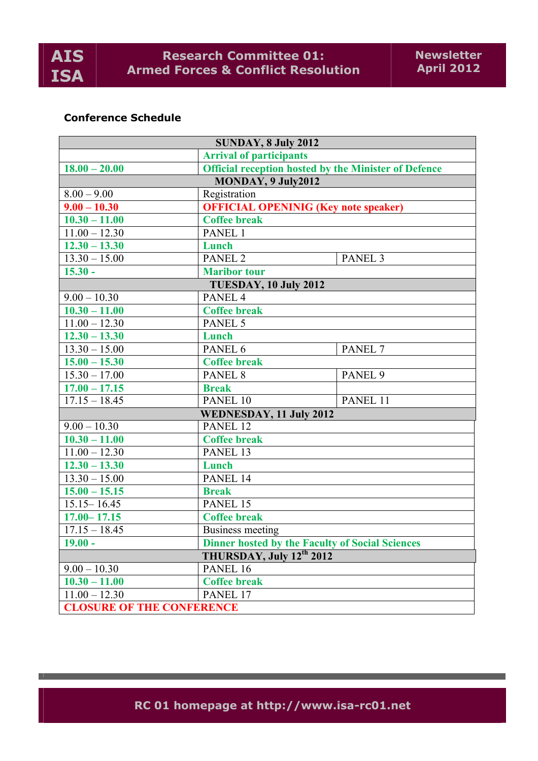**Conference Schedule**

| SUNDAY, 8 July 2012 | | |
|---|---|---|
| | Arrival of participants | |
| 18.00 – 20.00 | Official reception hosted by the Minister of Defence | |
| MONDAY, 9 July2012 | | |
| 8.00 – 9.00 | Registration | |
| 9.00 – 10.30 | OFFICIAL OPENINIG (Key note speaker) | |
| 10.30 – 11.00 | Coffee break | |
| 11.00 – 12.30 | PANEL 1 | |
| 12.30 – 13.30 | Lunch | |
| 13.30 – 15.00 | PANEL 2 | PANEL 3 |
| 15.30 - | Maribor tour | |
| TUESDAY, 10 July 2012 | | |
| 9.00 – 10.30 | PANEL 4 | |
| 10.30 – 11.00 | Coffee break | |
| 11.00 – 12.30 | PANEL 5 | |
| 12.30 – 13.30 | Lunch | |
| 13.30 – 15.00 | PANEL 6 | PANEL 7 |
| 15.00 – 15.30 | Coffee break | |
| 15.30 – 17.00 | PANEL 8 | PANEL 9 |
| 17.00 – 17.15 | Break | |
| 17.15 – 18.45 | PANEL 10 | PANEL 11 |
| WEDNESDAY, 11 July 2012 | | |
| 9.00 – 10.30 | PANEL 12 | |
| 10.30 – 11.00 | Coffee break | |
| 11.00 – 12.30 | PANEL 13 | |
| 12.30 – 13.30 | Lunch | |
| 13.30 – 15.00 | PANEL 14 | |
| 15.00 – 15.15 | Break | |
| 15.15– 16.45 | PANEL 15 | |
| 17.00– 17.15 | Coffee break | |
| 17.15 – 18.45 | Business meeting | |
| 19.00 - | Dinner hosted by the Faculty of Social Sciences | |
| THURSDAY, July 12th 2012 | | |
| 9.00 – 10.30 | PANEL 16 | |
| 10.30 – 11.00 | Coffee break | |
| 11.00 – 12.30 | PANEL 17 | |
| CLOSURE OF THE CONFERENCE | | |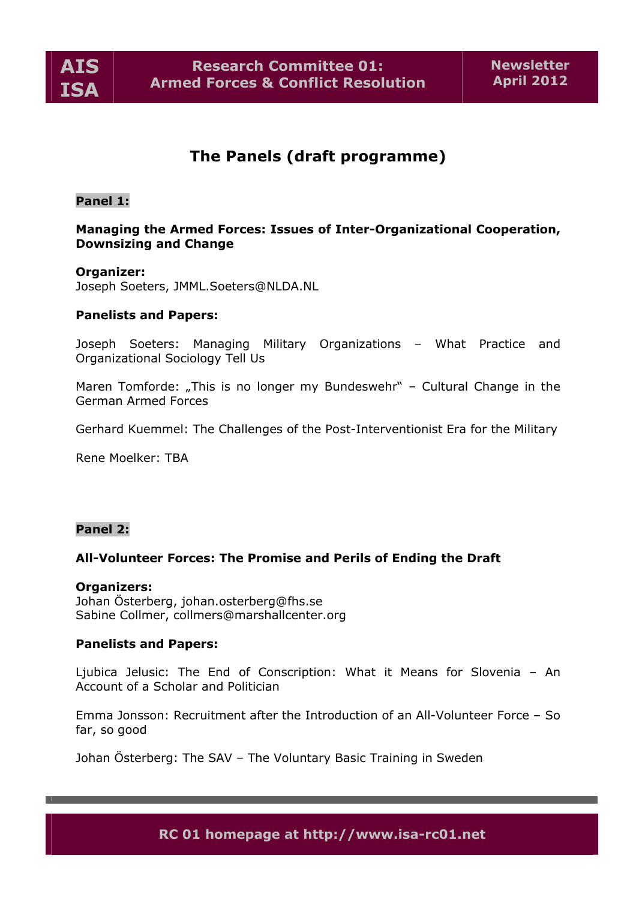# The Panels (draft programme)

**Panel 1:**

**Managing the Armed Forces: Issues of Inter-Organizational Cooperation, Downsizing and Change**

**Organizer:**
Joseph Soeters, JMML.Soeters@NLDA.NL

**Panelists and Papers:**

Joseph Soeters: Managing Military Organizations – What Practice and Organizational Sociology Tell Us

Maren Tomforde: „This is no longer my Bundeswehr" – Cultural Change in the German Armed Forces

Gerhard Kuemmel: The Challenges of the Post-Interventionist Era for the Military

Rene Moelker: TBA

**Panel 2:**

**All-Volunteer Forces: The Promise and Perils of Ending the Draft**

**Organizers:**
Johan Österberg, johan.osterberg@fhs.se
Sabine Collmer, collmers@marshallcenter.org

**Panelists and Papers:**

Ljubica Jelusic: The End of Conscription: What it Means for Slovenia – An Account of a Scholar and Politician

Emma Jonsson: Recruitment after the Introduction of an All-Volunteer Force – So far, so good

Johan Österberg: The SAV – The Voluntary Basic Training in Sweden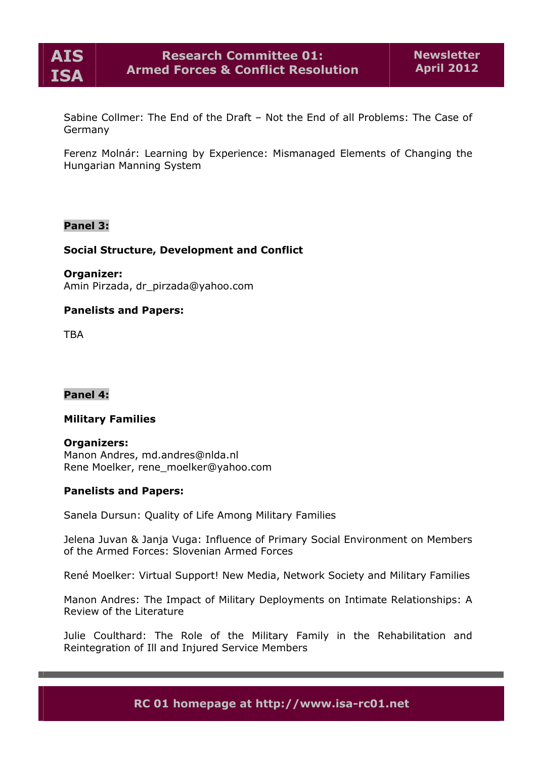Sabine Collmer: The End of the Draft – Not the End of all Problems: The Case of Germany

Ferenz Molnár: Learning by Experience: Mismanaged Elements of Changing the Hungarian Manning System

**Panel 3:**

**Social Structure, Development and Conflict**

**Organizer:**
Amin Pirzada, dr_pirzada@yahoo.com

**Panelists and Papers:**

TBA

**Panel 4:**

**Military Families**

**Organizers:**
Manon Andres, md.andres@nlda.nl
Rene Moelker, rene_moelker@yahoo.com

**Panelists and Papers:**

Sanela Dursun: Quality of Life Among Military Families

Jelena Juvan & Janja Vuga: Influence of Primary Social Environment on Members of the Armed Forces: Slovenian Armed Forces

René Moelker: Virtual Support! New Media, Network Society and Military Families

Manon Andres: The Impact of Military Deployments on Intimate Relationships: A Review of the Literature

Julie Coulthard: The Role of the Military Family in the Rehabilitation and Reintegration of Ill and Injured Service Members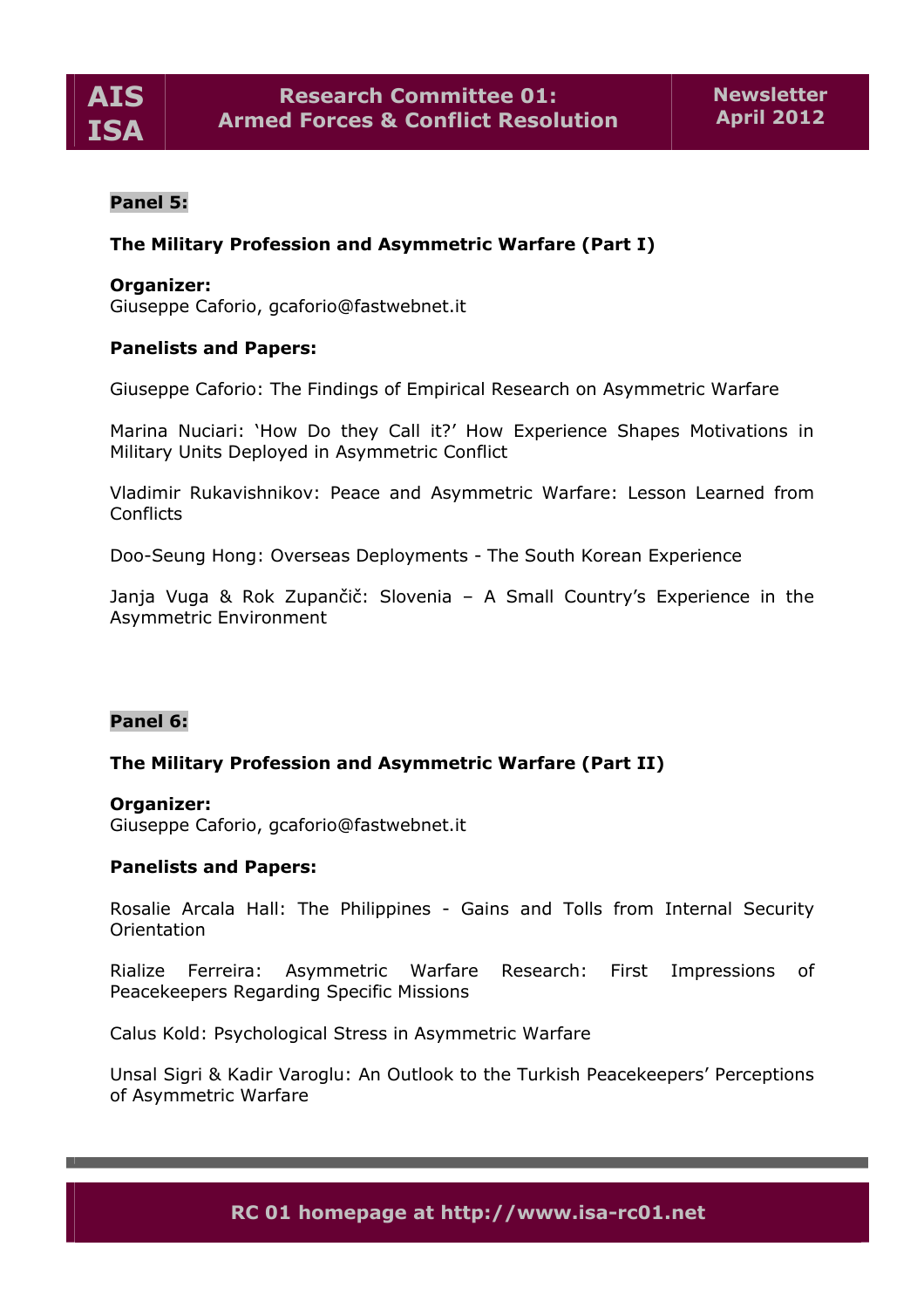**Panel 5:**

**The Military Profession and Asymmetric Warfare (Part I)**

**Organizer:**
Giuseppe Caforio, gcaforio@fastwebnet.it

**Panelists and Papers:**

Giuseppe Caforio: The Findings of Empirical Research on Asymmetric Warfare

Marina Nuciari: 'How Do they Call it?' How Experience Shapes Motivations in Military Units Deployed in Asymmetric Conflict

Vladimir Rukavishnikov: Peace and Asymmetric Warfare: Lesson Learned from Conflicts

Doo-Seung Hong: Overseas Deployments - The South Korean Experience

Janja Vuga & Rok Zupančič: Slovenia – A Small Country's Experience in the Asymmetric Environment

**Panel 6:**

**The Military Profession and Asymmetric Warfare (Part II)**

**Organizer:**
Giuseppe Caforio, gcaforio@fastwebnet.it

**Panelists and Papers:**

Rosalie Arcala Hall: The Philippines - Gains and Tolls from Internal Security Orientation

Rialize Ferreira: Asymmetric Warfare Research: First Impressions of Peacekeepers Regarding Specific Missions

Calus Kold: Psychological Stress in Asymmetric Warfare

Unsal Sigri & Kadir Varoglu: An Outlook to the Turkish Peacekeepers' Perceptions of Asymmetric Warfare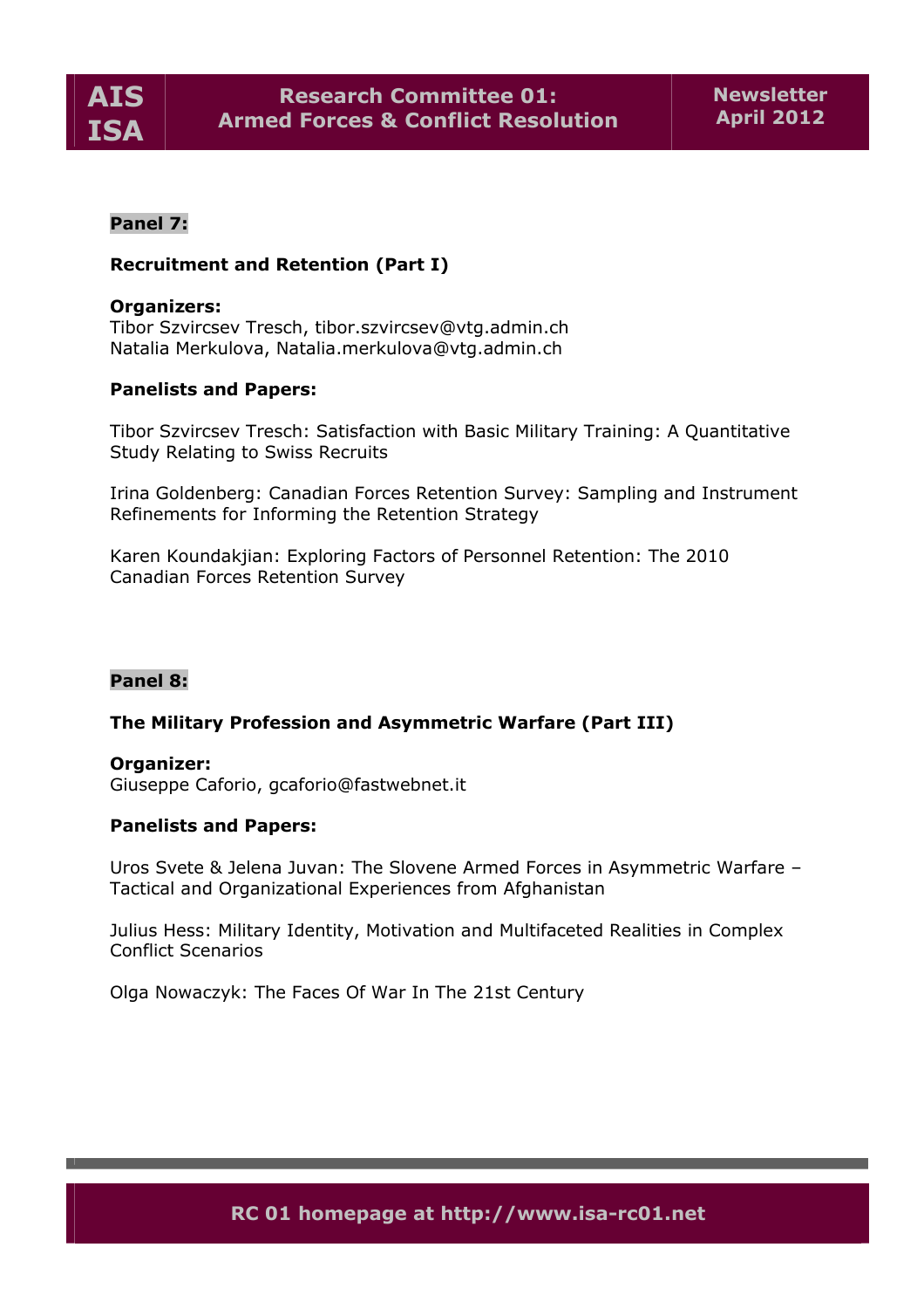**Panel 7:**

**Recruitment and Retention (Part I)**

**Organizers:**
Tibor Szvircsev Tresch, tibor.szvircsev@vtg.admin.ch
Natalia Merkulova, Natalia.merkulova@vtg.admin.ch

**Panelists and Papers:**

Tibor Szvircsev Tresch: Satisfaction with Basic Military Training: A Quantitative Study Relating to Swiss Recruits

Irina Goldenberg: Canadian Forces Retention Survey: Sampling and Instrument Refinements for Informing the Retention Strategy

Karen Koundakjian: Exploring Factors of Personnel Retention: The 2010 Canadian Forces Retention Survey

**Panel 8:**

**The Military Profession and Asymmetric Warfare (Part III)**

**Organizer:**
Giuseppe Caforio, gcaforio@fastwebnet.it

**Panelists and Papers:**

Uros Svete & Jelena Juvan: The Slovene Armed Forces in Asymmetric Warfare – Tactical and Organizational Experiences from Afghanistan

Julius Hess: Military Identity, Motivation and Multifaceted Realities in Complex Conflict Scenarios

Olga Nowaczyk: The Faces Of War In The 21st Century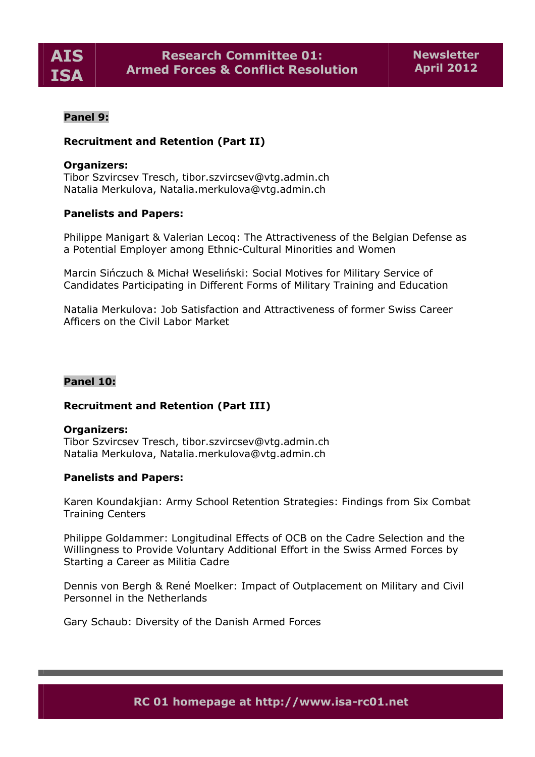**Panel 9:**

**Recruitment and Retention (Part II)**

**Organizers:**
Tibor Szvircsev Tresch, tibor.szvircsev@vtg.admin.ch
Natalia Merkulova, Natalia.merkulova@vtg.admin.ch

**Panelists and Papers:**

Philippe Manigart & Valerian Lecoq: The Attractiveness of the Belgian Defense as a Potential Employer among Ethnic-Cultural Minorities and Women

Marcin Sińczuch & Michał Weseliński: Social Motives for Military Service of Candidates Participating in Different Forms of Military Training and Education

Natalia Merkulova: Job Satisfaction and Attractiveness of former Swiss Career Afficers on the Civil Labor Market

**Panel 10:**

**Recruitment and Retention (Part III)**

**Organizers:**
Tibor Szvircsev Tresch, tibor.szvircsev@vtg.admin.ch
Natalia Merkulova, Natalia.merkulova@vtg.admin.ch

**Panelists and Papers:**

Karen Koundakjian: Army School Retention Strategies: Findings from Six Combat Training Centers

Philippe Goldammer: Longitudinal Effects of OCB on the Cadre Selection and the Willingness to Provide Voluntary Additional Effort in the Swiss Armed Forces by Starting a Career as Militia Cadre

Dennis von Bergh & René Moelker: Impact of Outplacement on Military and Civil Personnel in the Netherlands

Gary Schaub: Diversity of the Danish Armed Forces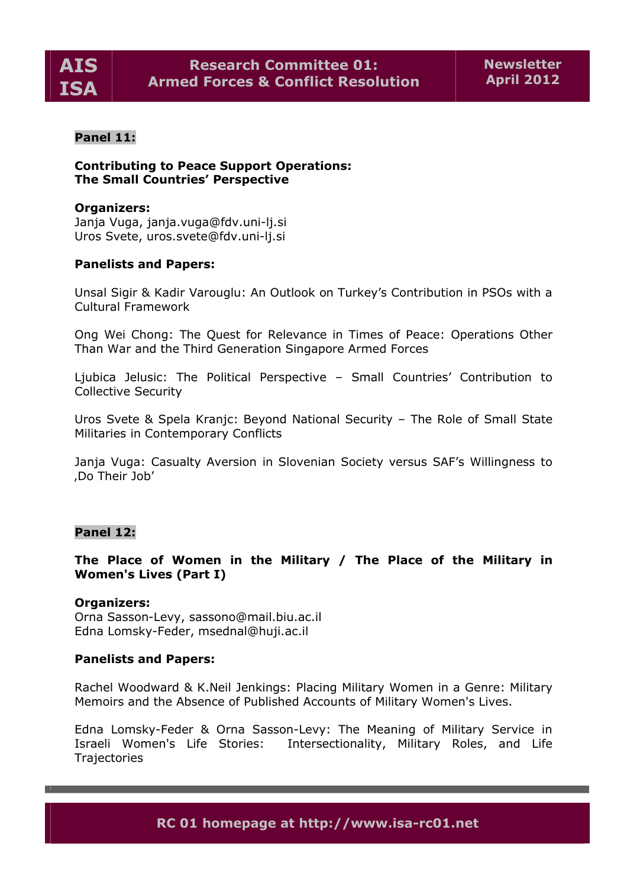**Panel 11:**

**Contributing to Peace Support Operations: The Small Countries' Perspective**

**Organizers:**
Janja Vuga, janja.vuga@fdv.uni-lj.si
Uros Svete, uros.svete@fdv.uni-lj.si

**Panelists and Papers:**

Unsal Sigir & Kadir Varouglu: An Outlook on Turkey's Contribution in PSOs with a Cultural Framework

Ong Wei Chong: The Quest for Relevance in Times of Peace: Operations Other Than War and the Third Generation Singapore Armed Forces

Ljubica Jelusic: The Political Perspective – Small Countries' Contribution to Collective Security

Uros Svete & Spela Kranjc: Beyond National Security – The Role of Small State Militaries in Contemporary Conflicts

Janja Vuga: Casualty Aversion in Slovenian Society versus SAF's Willingness to ‚Do Their Job'

**Panel 12:**

**The Place of Women in the Military / The Place of the Military in Women's Lives (Part I)**

**Organizers:**
Orna Sasson-Levy, sassono@mail.biu.ac.il
Edna Lomsky-Feder, msednal@huji.ac.il

**Panelists and Papers:**

Rachel Woodward & K.Neil Jenkings: Placing Military Women in a Genre: Military Memoirs and the Absence of Published Accounts of Military Women's Lives.

Edna Lomsky-Feder & Orna Sasson-Levy: The Meaning of Military Service in Israeli Women's Life Stories: Intersectionality, Military Roles, and Life Trajectories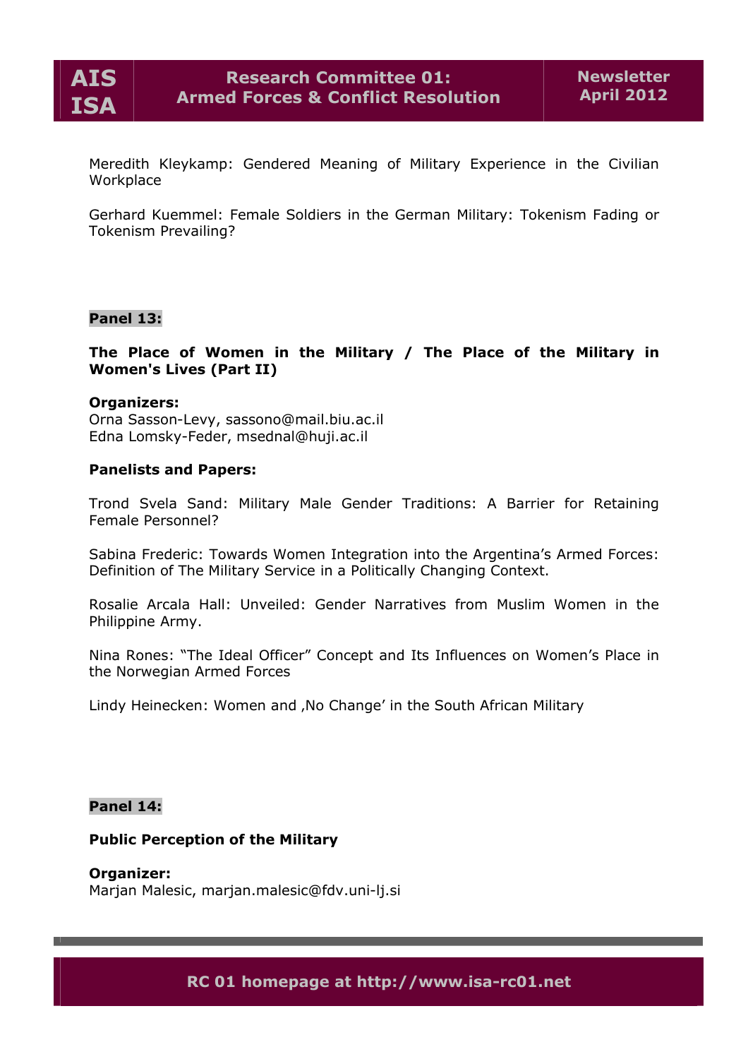Meredith Kleykamp: Gendered Meaning of Military Experience in the Civilian Workplace

Gerhard Kuemmel: Female Soldiers in the German Military: Tokenism Fading or Tokenism Prevailing?

**Panel 13:**

**The Place of Women in the Military / The Place of the Military in Women's Lives (Part II)**

**Organizers:**
Orna Sasson-Levy, sassono@mail.biu.ac.il
Edna Lomsky-Feder, msednal@huji.ac.il

**Panelists and Papers:**

Trond Svela Sand: Military Male Gender Traditions: A Barrier for Retaining Female Personnel?

Sabina Frederic: Towards Women Integration into the Argentina's Armed Forces: Definition of The Military Service in a Politically Changing Context.

Rosalie Arcala Hall: Unveiled: Gender Narratives from Muslim Women in the Philippine Army.

Nina Rones: "The Ideal Officer" Concept and Its Influences on Women's Place in the Norwegian Armed Forces

Lindy Heinecken: Women and ‚No Change' in the South African Military

**Panel 14:**

**Public Perception of the Military**

**Organizer:**
Marjan Malesic, marjan.malesic@fdv.uni-lj.si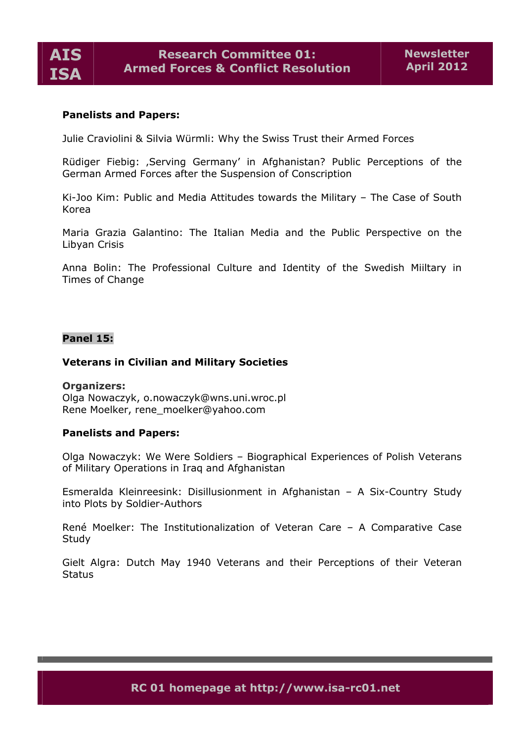**Panelists and Papers:**

Julie Craviolini & Silvia Würmli: Why the Swiss Trust their Armed Forces

Rüdiger Fiebig: ‚Serving Germany' in Afghanistan? Public Perceptions of the German Armed Forces after the Suspension of Conscription

Ki-Joo Kim: Public and Media Attitudes towards the Military – The Case of South Korea

Maria Grazia Galantino: The Italian Media and the Public Perspective on the Libyan Crisis

Anna Bolin: The Professional Culture and Identity of the Swedish Miiltary in Times of Change

**Panel 15:**

**Veterans in Civilian and Military Societies**

**Organizers:**
Olga Nowaczyk, o.nowaczyk@wns.uni.wroc.pl
Rene Moelker, rene_moelker@yahoo.com

**Panelists and Papers:**

Olga Nowaczyk: We Were Soldiers – Biographical Experiences of Polish Veterans of Military Operations in Iraq and Afghanistan

Esmeralda Kleinreesink: Disillusionment in Afghanistan – A Six-Country Study into Plots by Soldier-Authors

René Moelker: The Institutionalization of Veteran Care – A Comparative Case Study

Gielt Algra: Dutch May 1940 Veterans and their Perceptions of their Veteran Status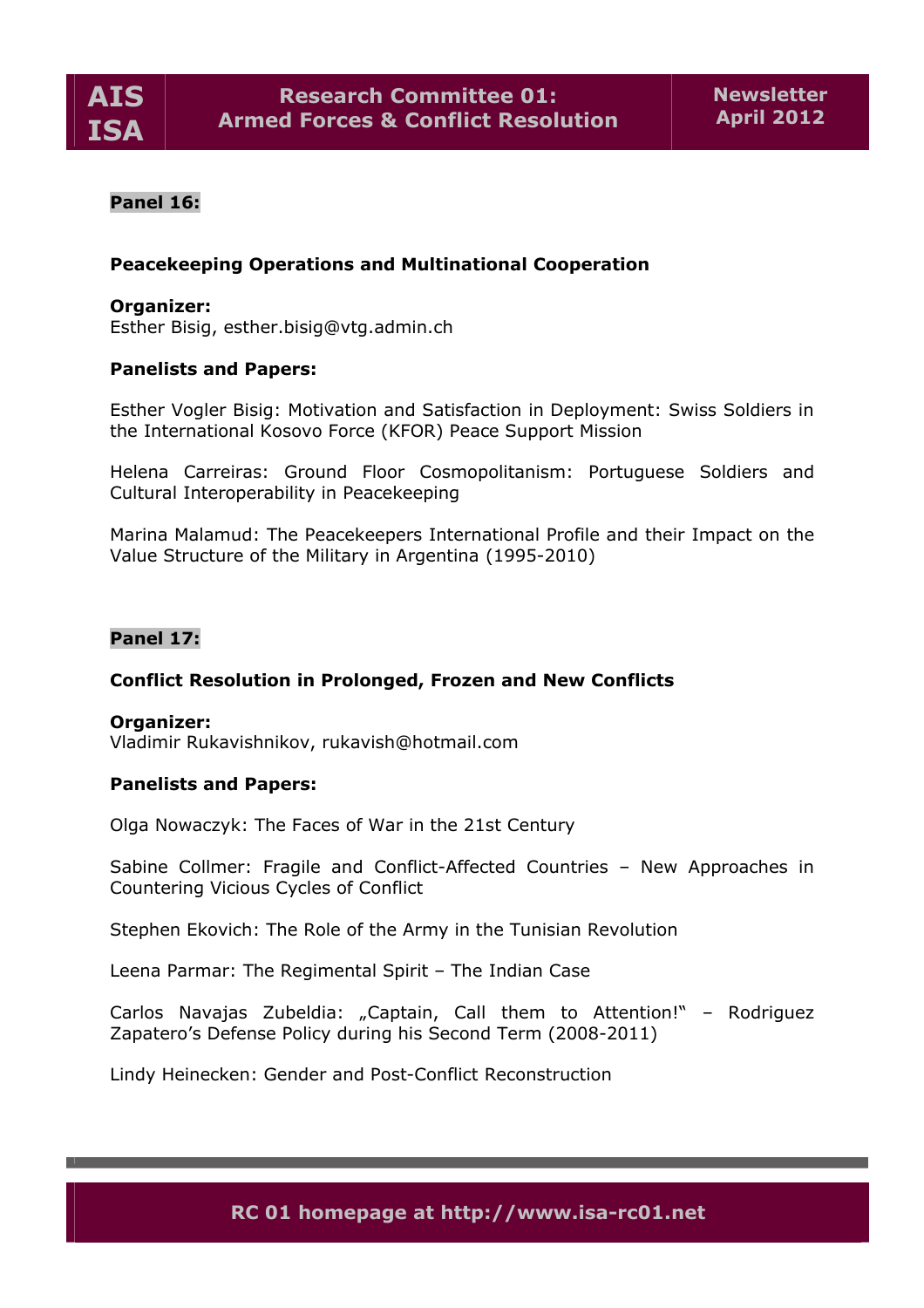**Panel 16:**

**Peacekeeping Operations and Multinational Cooperation**

**Organizer:**
Esther Bisig, esther.bisig@vtg.admin.ch

**Panelists and Papers:**

Esther Vogler Bisig: Motivation and Satisfaction in Deployment: Swiss Soldiers in the International Kosovo Force (KFOR) Peace Support Mission

Helena Carreiras: Ground Floor Cosmopolitanism: Portuguese Soldiers and Cultural Interoperability in Peacekeeping

Marina Malamud: The Peacekeepers International Profile and their Impact on the Value Structure of the Military in Argentina (1995-2010)

**Panel 17:**

**Conflict Resolution in Prolonged, Frozen and New Conflicts**

**Organizer:**
Vladimir Rukavishnikov, rukavish@hotmail.com

**Panelists and Papers:**

Olga Nowaczyk: The Faces of War in the 21st Century

Sabine Collmer: Fragile and Conflict-Affected Countries – New Approaches in Countering Vicious Cycles of Conflict

Stephen Ekovich: The Role of the Army in the Tunisian Revolution

Leena Parmar: The Regimental Spirit – The Indian Case

Carlos Navajas Zubeldia: „Captain, Call them to Attention!" – Rodriguez Zapatero's Defense Policy during his Second Term (2008-2011)

Lindy Heinecken: Gender and Post-Conflict Reconstruction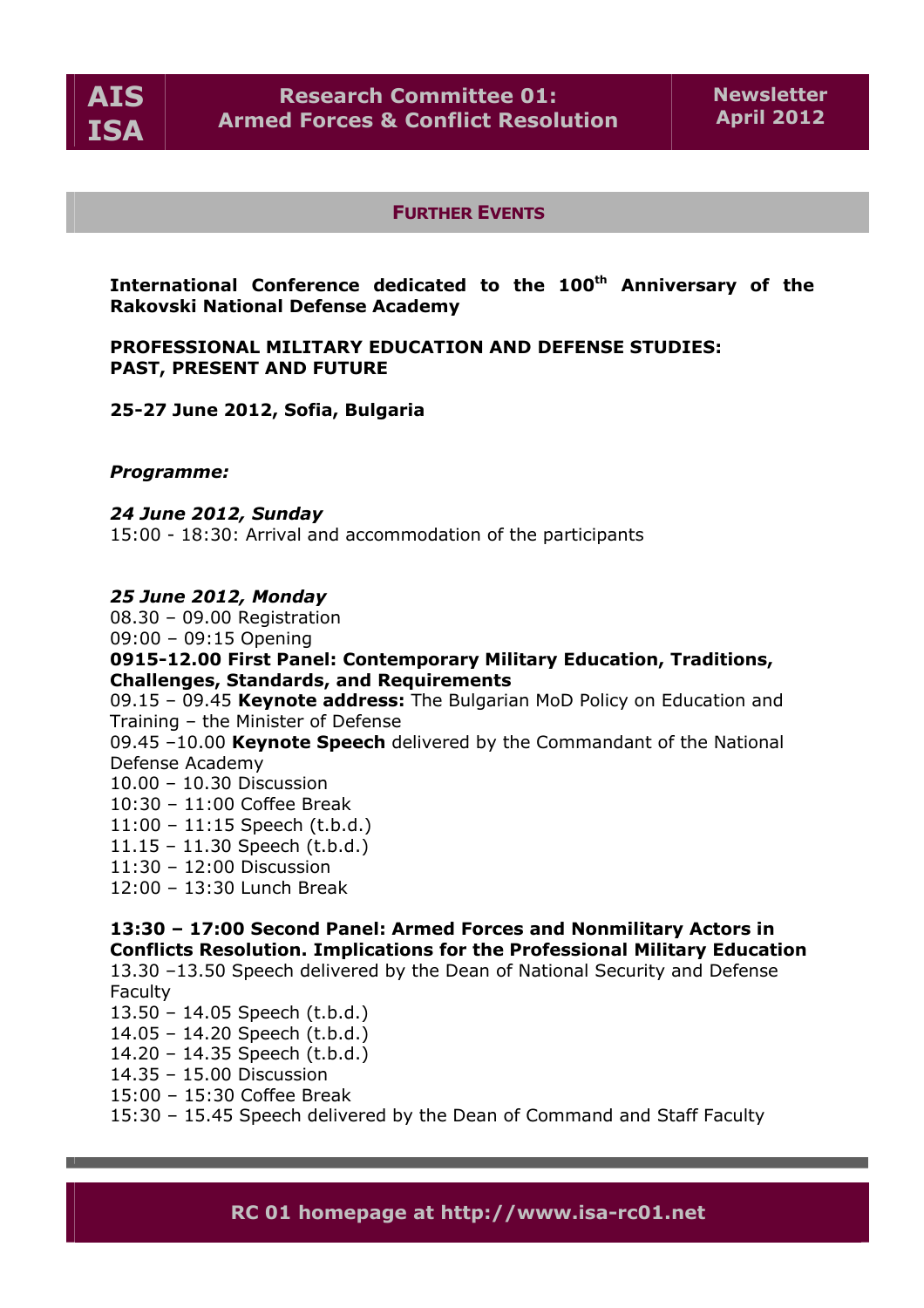## FURTHER EVENTS

**International Conference dedicated to the 100th Anniversary of the Rakovski National Defense Academy**

**PROFESSIONAL MILITARY EDUCATION AND DEFENSE STUDIES: PAST, PRESENT AND FUTURE**

**25-27 June 2012, Sofia, Bulgaria**

***Programme:***

***24 June 2012, Sunday***
15:00 - 18:30: Arrival and accommodation of the participants

***25 June 2012, Monday***
08.30 – 09.00 Registration
09:00 – 09:15 Opening
**0915-12.00 First Panel: Contemporary Military Education, Traditions, Challenges, Standards, and Requirements**
09.15 – 09.45 **Keynote address:** The Bulgarian MoD Policy on Education and Training – the Minister of Defense
09.45 –10.00 **Keynote Speech** delivered by the Commandant of the National Defense Academy
10.00 – 10.30 Discussion
10:30 – 11:00 Coffee Break
11:00 – 11:15 Speech (t.b.d.)
11.15 – 11.30 Speech (t.b.d.)
11:30 – 12:00 Discussion
12:00 – 13:30 Lunch Break

**13:30 – 17:00 Second Panel: Armed Forces and Nonmilitary Actors in Conflicts Resolution. Implications for the Professional Military Education**
13.30 –13.50 Speech delivered by the Dean of National Security and Defense Faculty
13.50 – 14.05 Speech (t.b.d.)
14.05 – 14.20 Speech (t.b.d.)
14.20 – 14.35 Speech (t.b.d.)
14.35 – 15.00 Discussion
15:00 – 15:30 Coffee Break
15:30 – 15.45 Speech delivered by the Dean of Command and Staff Faculty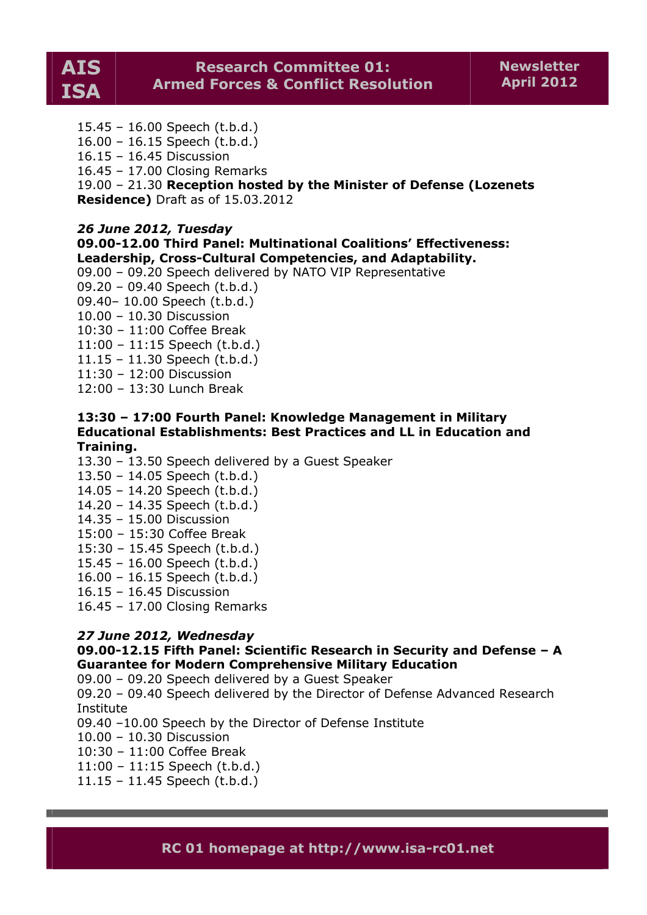15.45 – 16.00 Speech (t.b.d.)
16.00 – 16.15 Speech (t.b.d.)
16.15 – 16.45 Discussion
16.45 – 17.00 Closing Remarks
19.00 – 21.30 **Reception hosted by the Minister of Defense (Lozenets Residence)** Draft as of 15.03.2012

***26 June 2012, Tuesday***

**09.00-12.00 Third Panel: Multinational Coalitions' Effectiveness: Leadership, Cross-Cultural Competencies, and Adaptability.**

09.00 – 09.20 Speech delivered by NATO VIP Representative
09.20 – 09.40 Speech (t.b.d.)
09.40– 10.00 Speech (t.b.d.)
10.00 – 10.30 Discussion
10:30 – 11:00 Coffee Break
11:00 – 11:15 Speech (t.b.d.)
11.15 – 11.30 Speech (t.b.d.)
11:30 – 12:00 Discussion
12:00 – 13:30 Lunch Break

**13:30 – 17:00 Fourth Panel: Knowledge Management in Military Educational Establishments: Best Practices and LL in Education and Training.**

13.30 – 13.50 Speech delivered by a Guest Speaker
13.50 – 14.05 Speech (t.b.d.)
14.05 – 14.20 Speech (t.b.d.)
14.20 – 14.35 Speech (t.b.d.)
14.35 – 15.00 Discussion
15:00 – 15:30 Coffee Break
15:30 – 15.45 Speech (t.b.d.)
15.45 – 16.00 Speech (t.b.d.)
16.00 – 16.15 Speech (t.b.d.)
16.15 – 16.45 Discussion
16.45 – 17.00 Closing Remarks

***27 June 2012, Wednesday***

**09.00-12.15 Fifth Panel: Scientific Research in Security and Defense – A Guarantee for Modern Comprehensive Military Education**

09.00 – 09.20 Speech delivered by a Guest Speaker
09.20 – 09.40 Speech delivered by the Director of Defense Advanced Research Institute
09.40 –10.00 Speech by the Director of Defense Institute
10.00 – 10.30 Discussion
10:30 – 11:00 Coffee Break
11:00 – 11:15 Speech (t.b.d.)
11.15 – 11.45 Speech (t.b.d.)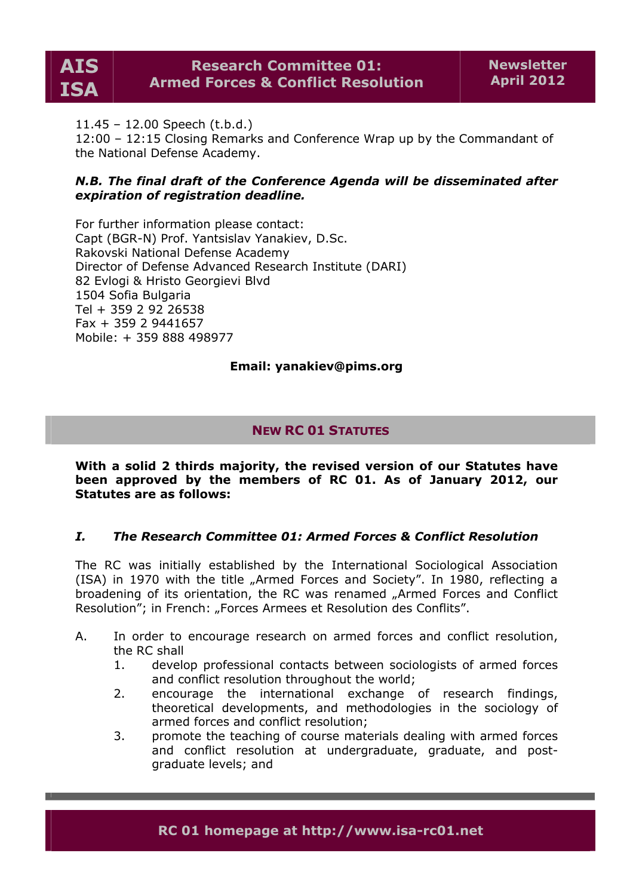11.45 – 12.00 Speech (t.b.d.)
12:00 – 12:15 Closing Remarks and Conference Wrap up by the Commandant of the National Defense Academy.

***N.B. The final draft of the Conference Agenda will be disseminated after expiration of registration deadline.***

For further information please contact:
Capt (BGR-N) Prof. Yantsislav Yanakiev, D.Sc.
Rakovski National Defense Academy
Director of Defense Advanced Research Institute (DARI)
82 Evlogi & Hristo Georgievi Blvd
1504 Sofia Bulgaria
Tel + 359 2 92 26538
Fax + 359 2 9441657
Mobile: + 359 888 498977

**Email: yanakiev@pims.org**

## NEW RC 01 STATUTES

**With a solid 2 thirds majority, the revised version of our Statutes have been approved by the members of RC 01. As of January 2012, our Statutes are as follows:**

### *I. The Research Committee 01: Armed Forces & Conflict Resolution*

The RC was initially established by the International Sociological Association (ISA) in 1970 with the title „Armed Forces and Society". In 1980, reflecting a broadening of its orientation, the RC was renamed „Armed Forces and Conflict Resolution"; in French: „Forces Armees et Resolution des Conflits".

A. In order to encourage research on armed forces and conflict resolution, the RC shall
   1. develop professional contacts between sociologists of armed forces and conflict resolution throughout the world;
   2. encourage the international exchange of research findings, theoretical developments, and methodologies in the sociology of armed forces and conflict resolution;
   3. promote the teaching of course materials dealing with armed forces and conflict resolution at undergraduate, graduate, and post-graduate levels; and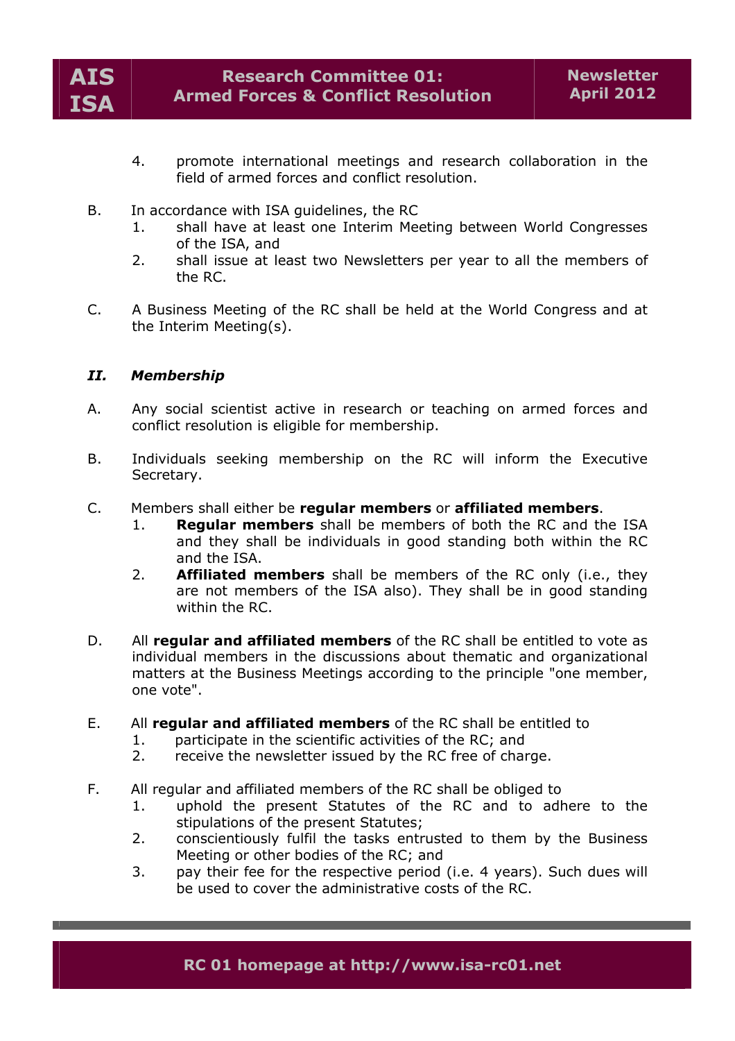4. promote international meetings and research collaboration in the field of armed forces and conflict resolution.

B. In accordance with ISA guidelines, the RC
   1. shall have at least one Interim Meeting between World Congresses of the ISA, and
   2. shall issue at least two Newsletters per year to all the members of the RC.

C. A Business Meeting of the RC shall be held at the World Congress and at the Interim Meeting(s).

### *II. Membership*

A. Any social scientist active in research or teaching on armed forces and conflict resolution is eligible for membership.

B. Individuals seeking membership on the RC will inform the Executive Secretary.

C. Members shall either be **regular members** or **affiliated members**.
   1. **Regular members** shall be members of both the RC and the ISA and they shall be individuals in good standing both within the RC and the ISA.
   2. **Affiliated members** shall be members of the RC only (i.e., they are not members of the ISA also). They shall be in good standing within the RC.

D. All **regular and affiliated members** of the RC shall be entitled to vote as individual members in the discussions about thematic and organizational matters at the Business Meetings according to the principle "one member, one vote".

E. All **regular and affiliated members** of the RC shall be entitled to
   1. participate in the scientific activities of the RC; and
   2. receive the newsletter issued by the RC free of charge.

F. All regular and affiliated members of the RC shall be obliged to
   1. uphold the present Statutes of the RC and to adhere to the stipulations of the present Statutes;
   2. conscientiously fulfil the tasks entrusted to them by the Business Meeting or other bodies of the RC; and
   3. pay their fee for the respective period (i.e. 4 years). Such dues will be used to cover the administrative costs of the RC.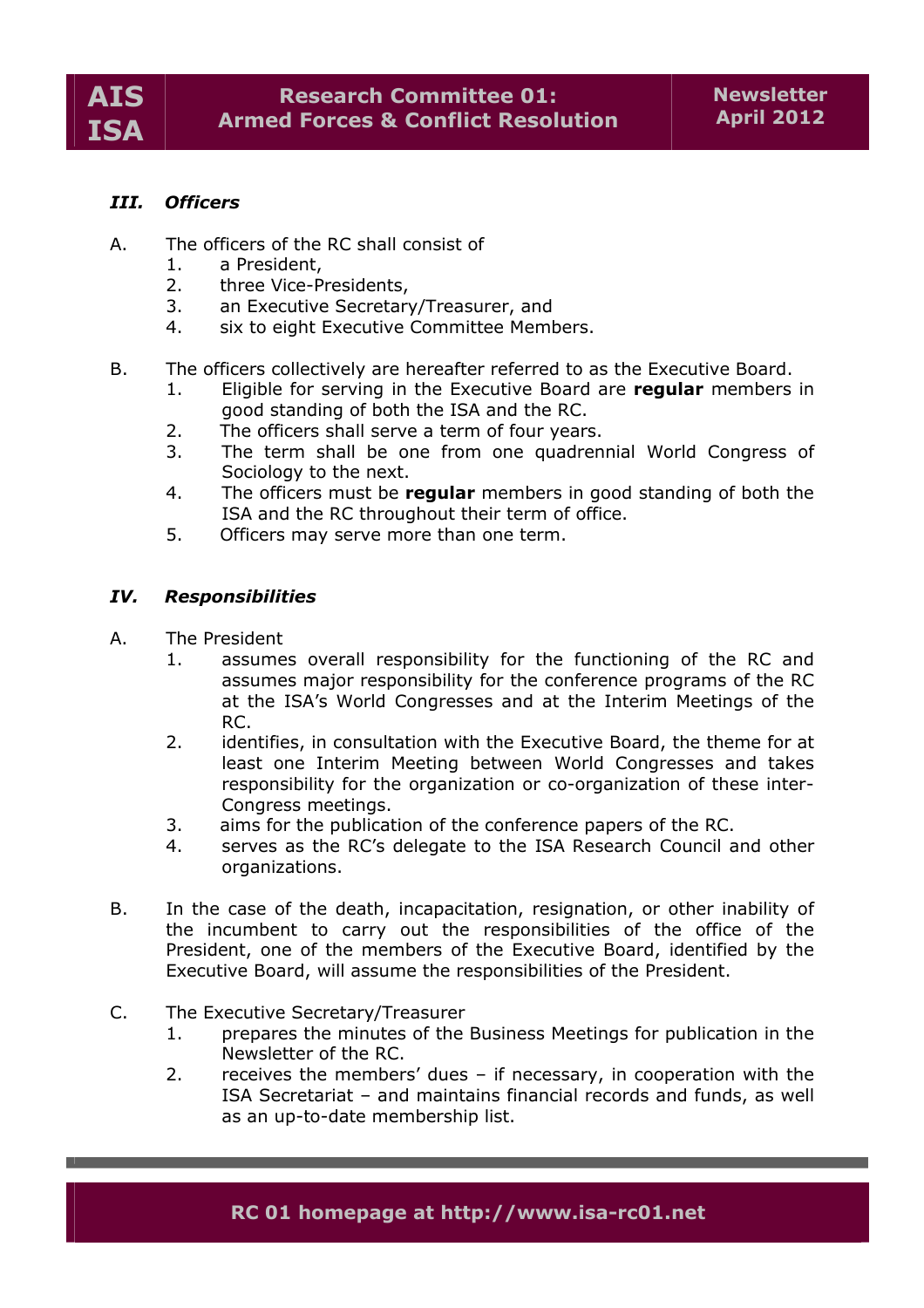### *III. Officers*

A. The officers of the RC shall consist of
   1. a President,
   2. three Vice-Presidents,
   3. an Executive Secretary/Treasurer, and
   4. six to eight Executive Committee Members.

B. The officers collectively are hereafter referred to as the Executive Board.
   1. Eligible for serving in the Executive Board are **regular** members in good standing of both the ISA and the RC.
   2. The officers shall serve a term of four years.
   3. The term shall be one from one quadrennial World Congress of Sociology to the next.
   4. The officers must be **regular** members in good standing of both the ISA and the RC throughout their term of office.
   5. Officers may serve more than one term.

### *IV. Responsibilities*

A. The President
   1. assumes overall responsibility for the functioning of the RC and assumes major responsibility for the conference programs of the RC at the ISA's World Congresses and at the Interim Meetings of the RC.
   2. identifies, in consultation with the Executive Board, the theme for at least one Interim Meeting between World Congresses and takes responsibility for the organization or co-organization of these inter-Congress meetings.
   3. aims for the publication of the conference papers of the RC.
   4. serves as the RC's delegate to the ISA Research Council and other organizations.

B. In the case of the death, incapacitation, resignation, or other inability of the incumbent to carry out the responsibilities of the office of the President, one of the members of the Executive Board, identified by the Executive Board, will assume the responsibilities of the President.

C. The Executive Secretary/Treasurer
   1. prepares the minutes of the Business Meetings for publication in the Newsletter of the RC.
   2. receives the members' dues – if necessary, in cooperation with the ISA Secretariat – and maintains financial records and funds, as well as an up-to-date membership list.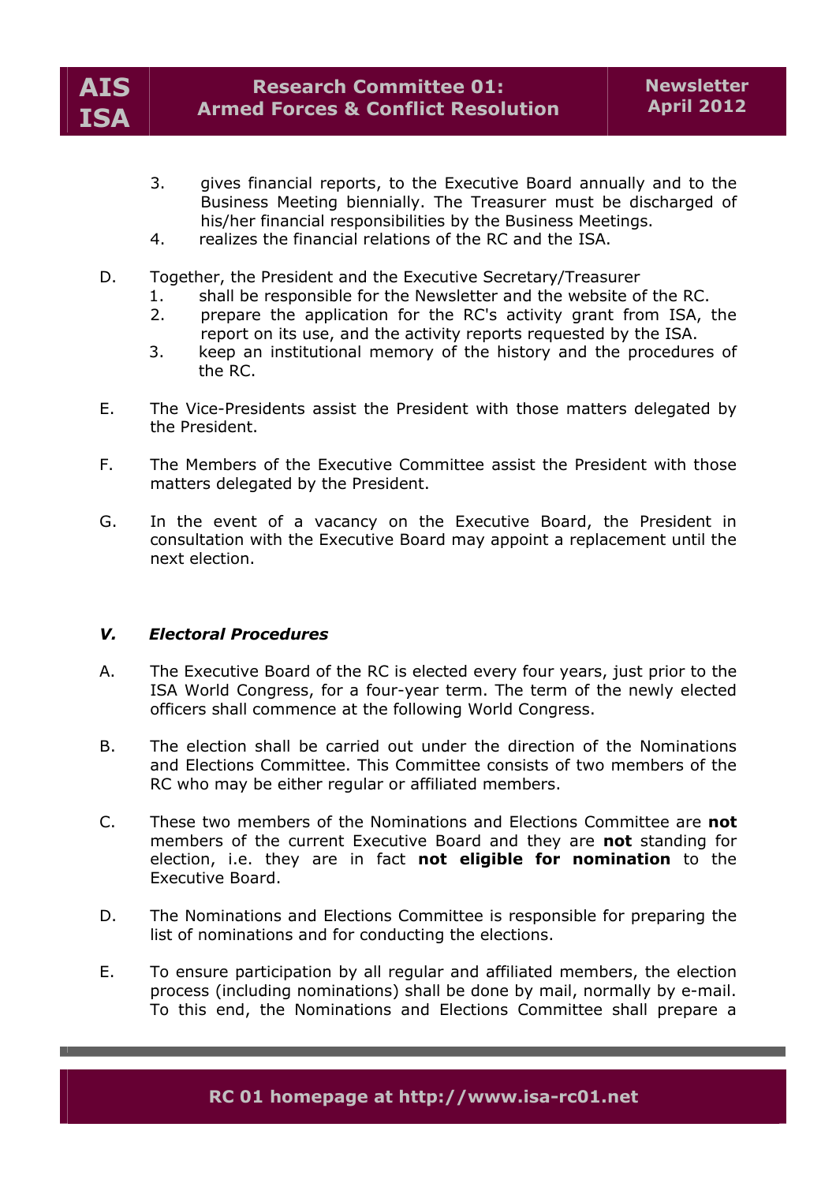3. gives financial reports, to the Executive Board annually and to the Business Meeting biennially. The Treasurer must be discharged of his/her financial responsibilities by the Business Meetings.
4. realizes the financial relations of the RC and the ISA.

D. Together, the President and the Executive Secretary/Treasurer
   1. shall be responsible for the Newsletter and the website of the RC.
   2. prepare the application for the RC's activity grant from ISA, the report on its use, and the activity reports requested by the ISA.
   3. keep an institutional memory of the history and the procedures of the RC.

E. The Vice-Presidents assist the President with those matters delegated by the President.

F. The Members of the Executive Committee assist the President with those matters delegated by the President.

G. In the event of a vacancy on the Executive Board, the President in consultation with the Executive Board may appoint a replacement until the next election.

### *V. Electoral Procedures*

A. The Executive Board of the RC is elected every four years, just prior to the ISA World Congress, for a four-year term. The term of the newly elected officers shall commence at the following World Congress.

B. The election shall be carried out under the direction of the Nominations and Elections Committee. This Committee consists of two members of the RC who may be either regular or affiliated members.

C. These two members of the Nominations and Elections Committee are **not** members of the current Executive Board and they are **not** standing for election, i.e. they are in fact **not eligible for nomination** to the Executive Board.

D. The Nominations and Elections Committee is responsible for preparing the list of nominations and for conducting the elections.

E. To ensure participation by all regular and affiliated members, the election process (including nominations) shall be done by mail, normally by e-mail. To this end, the Nominations and Elections Committee shall prepare a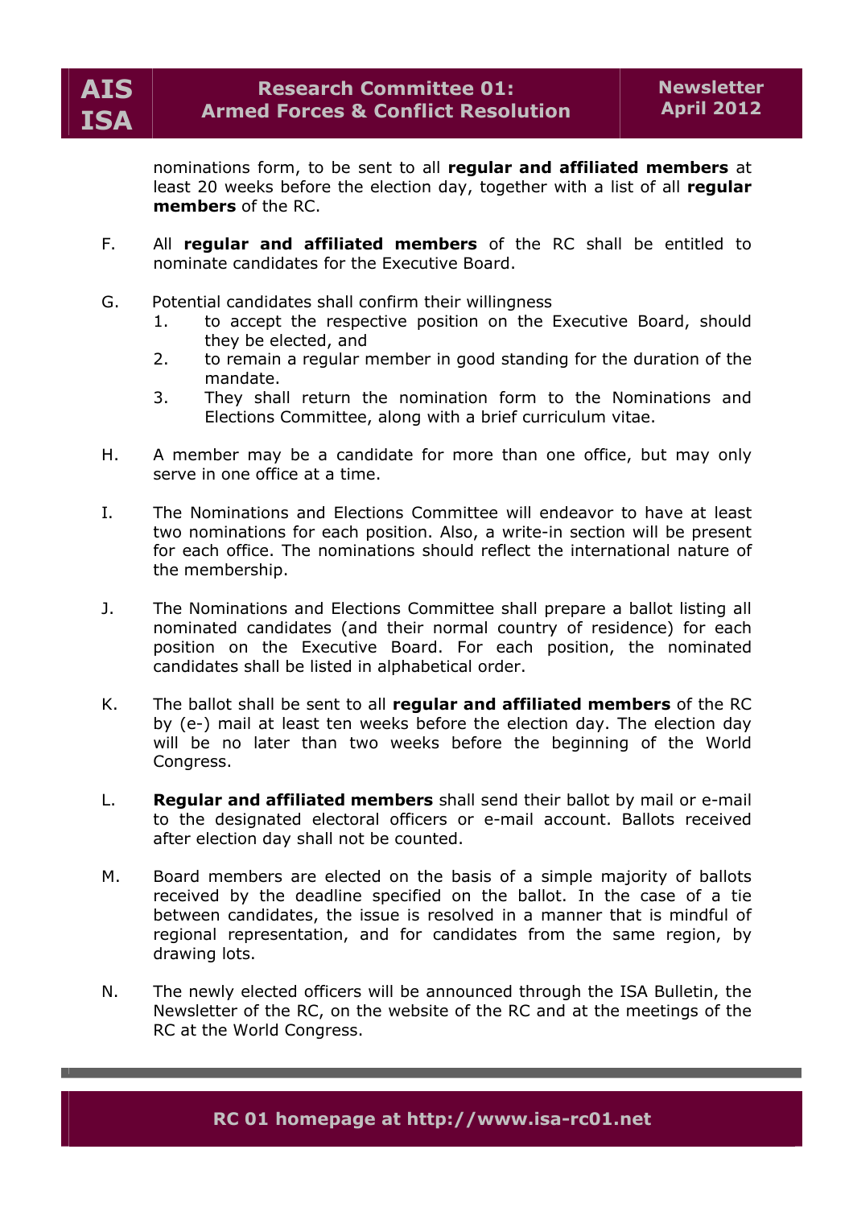nominations form, to be sent to all **regular and affiliated members** at least 20 weeks before the election day, together with a list of all **regular members** of the RC.

F. All **regular and affiliated members** of the RC shall be entitled to nominate candidates for the Executive Board.

G. Potential candidates shall confirm their willingness
   1. to accept the respective position on the Executive Board, should they be elected, and
   2. to remain a regular member in good standing for the duration of the mandate.
   3. They shall return the nomination form to the Nominations and Elections Committee, along with a brief curriculum vitae.

H. A member may be a candidate for more than one office, but may only serve in one office at a time.

I. The Nominations and Elections Committee will endeavor to have at least two nominations for each position. Also, a write-in section will be present for each office. The nominations should reflect the international nature of the membership.

J. The Nominations and Elections Committee shall prepare a ballot listing all nominated candidates (and their normal country of residence) for each position on the Executive Board. For each position, the nominated candidates shall be listed in alphabetical order.

K. The ballot shall be sent to all **regular and affiliated members** of the RC by (e-) mail at least ten weeks before the election day. The election day will be no later than two weeks before the beginning of the World Congress.

L. **Regular and affiliated members** shall send their ballot by mail or e-mail to the designated electoral officers or e-mail account. Ballots received after election day shall not be counted.

M. Board members are elected on the basis of a simple majority of ballots received by the deadline specified on the ballot. In the case of a tie between candidates, the issue is resolved in a manner that is mindful of regional representation, and for candidates from the same region, by drawing lots.

N. The newly elected officers will be announced through the ISA Bulletin, the Newsletter of the RC, on the website of the RC and at the meetings of the RC at the World Congress.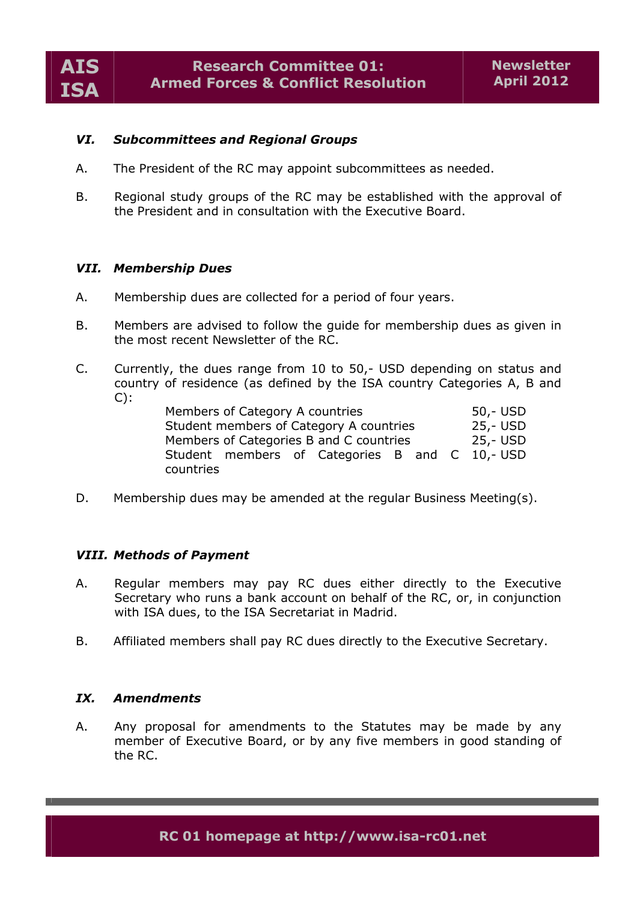### *VI. Subcommittees and Regional Groups*

A. The President of the RC may appoint subcommittees as needed.

B. Regional study groups of the RC may be established with the approval of the President and in consultation with the Executive Board.

### *VII. Membership Dues*

A. Membership dues are collected for a period of four years.

B. Members are advised to follow the guide for membership dues as given in the most recent Newsletter of the RC.

C. Currently, the dues range from 10 to 50,- USD depending on status and country of residence (as defined by the ISA country Categories A, B and C):

| | |
|---|---|
| Members of Category A countries | 50,- USD |
| Student members of Category A countries | 25,- USD |
| Members of Categories B and C countries | 25,- USD |
| Student members of Categories B and C countries | 10,- USD |

D. Membership dues may be amended at the regular Business Meeting(s).

### *VIII. Methods of Payment*

A. Regular members may pay RC dues either directly to the Executive Secretary who runs a bank account on behalf of the RC, or, in conjunction with ISA dues, to the ISA Secretariat in Madrid.

B. Affiliated members shall pay RC dues directly to the Executive Secretary.

### *IX. Amendments*

A. Any proposal for amendments to the Statutes may be made by any member of Executive Board, or by any five members in good standing of the RC.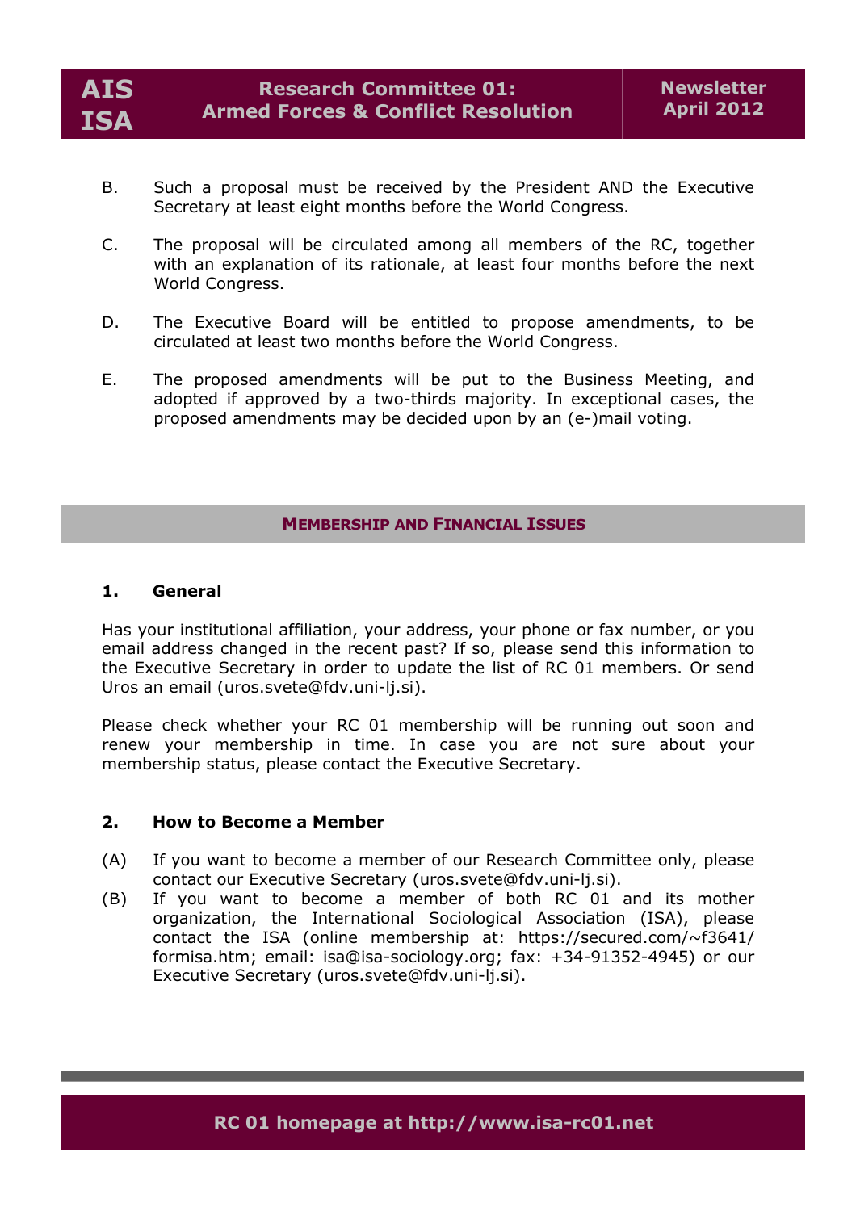B. Such a proposal must be received by the President AND the Executive Secretary at least eight months before the World Congress.

C. The proposal will be circulated among all members of the RC, together with an explanation of its rationale, at least four months before the next World Congress.

D. The Executive Board will be entitled to propose amendments, to be circulated at least two months before the World Congress.

E. The proposed amendments will be put to the Business Meeting, and adopted if approved by a two-thirds majority. In exceptional cases, the proposed amendments may be decided upon by an (e-)mail voting.

## MEMBERSHIP AND FINANCIAL ISSUES

### 1. General

Has your institutional affiliation, your address, your phone or fax number, or you email address changed in the recent past? If so, please send this information to the Executive Secretary in order to update the list of RC 01 members. Or send Uros an email (uros.svete@fdv.uni-lj.si).

Please check whether your RC 01 membership will be running out soon and renew your membership in time. In case you are not sure about your membership status, please contact the Executive Secretary.

### 2. How to Become a Member

(A) If you want to become a member of our Research Committee only, please contact our Executive Secretary (uros.svete@fdv.uni-lj.si).

(B) If you want to become a member of both RC 01 and its mother organization, the International Sociological Association (ISA), please contact the ISA (online membership at: https://secured.com/~f3641/formisa.htm; email: isa@isa-sociology.org; fax: +34-91352-4945) or our Executive Secretary (uros.svete@fdv.uni-lj.si).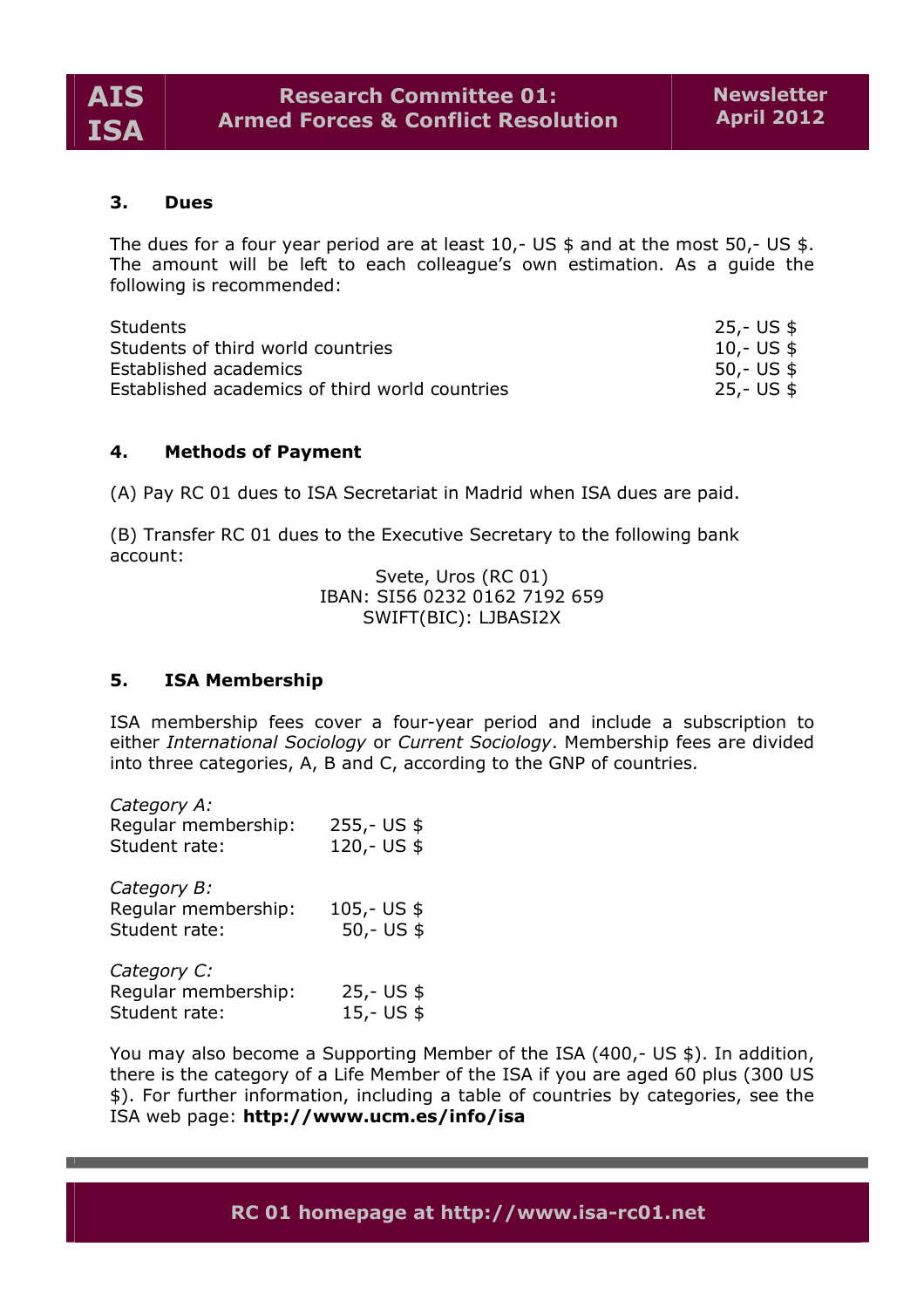### 3. Dues

The dues for a four year period are at least 10,- US $ and at the most 50,- US $. The amount will be left to each colleague's own estimation. As a guide the following is recommended:

| | |
|---|---|
| Students | 25,- US $ |
| Students of third world countries | 10,- US $ |
| Established academics | 50,- US $ |
| Established academics of third world countries | 25,- US $ |

### 4. Methods of Payment

(A) Pay RC 01 dues to ISA Secretariat in Madrid when ISA dues are paid.

(B) Transfer RC 01 dues to the Executive Secretary to the following bank account:

Svete, Uros (RC 01)
IBAN: SI56 0232 0162 7192 659
SWIFT(BIC): LJBASI2X

### 5. ISA Membership

ISA membership fees cover a four-year period and include a subscription to either *International Sociology* or *Current Sociology*. Membership fees are divided into three categories, A, B and C, according to the GNP of countries.

*Category A:*
Regular membership: 255,- US $
Student rate: 120,- US $

*Category B:*
Regular membership: 105,- US $
Student rate: 50,- US $

*Category C:*
Regular membership: 25,- US $
Student rate: 15,- US $

You may also become a Supporting Member of the ISA (400,- US $). In addition, there is the category of a Life Member of the ISA if you are aged 60 plus (300 US $). For further information, including a table of countries by categories, see the ISA web page: **http://www.ucm.es/info/isa**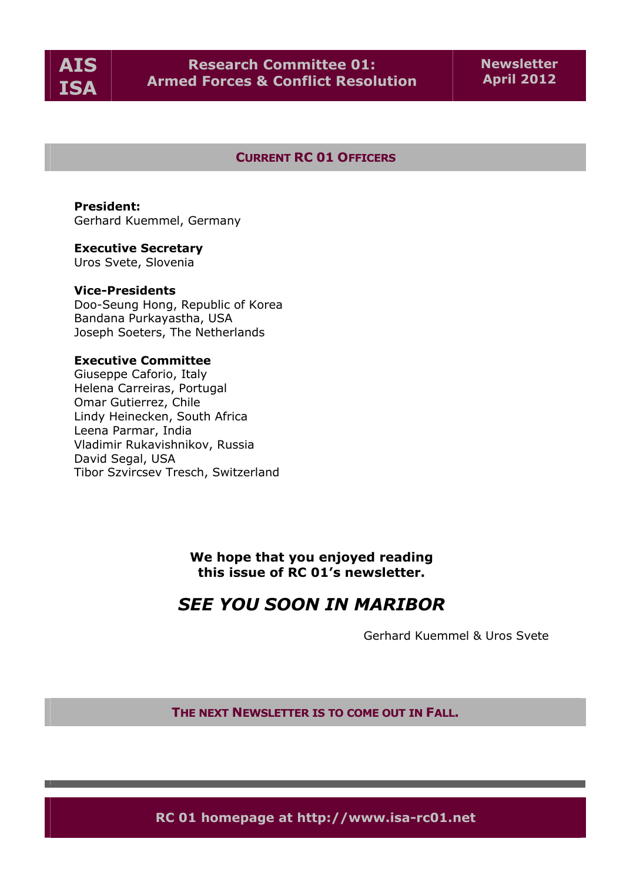## CURRENT RC 01 OFFICERS

**President:**
Gerhard Kuemmel, Germany

**Executive Secretary**
Uros Svete, Slovenia

**Vice-Presidents**
Doo-Seung Hong, Republic of Korea
Bandana Purkayastha, USA
Joseph Soeters, The Netherlands

**Executive Committee**
Giuseppe Caforio, Italy
Helena Carreiras, Portugal
Omar Gutierrez, Chile
Lindy Heinecken, South Africa
Leena Parmar, India
Vladimir Rukavishnikov, Russia
David Segal, USA
Tibor Szvircsev Tresch, Switzerland

**We hope that you enjoyed reading this issue of RC 01's newsletter.**

***SEE YOU SOON IN MARIBOR***

Gerhard Kuemmel & Uros Svete

**THE NEXT NEWSLETTER IS TO COME OUT IN FALL.**

**RC 01 homepage at http://www.isa-rc01.net**